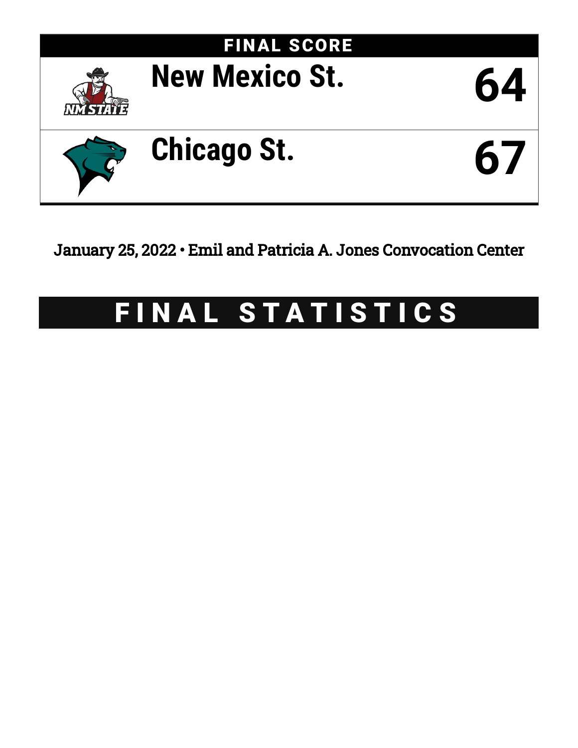## FINAL SCORE

| | |
|---|---|
| New Mexico St. | 64 |
| Chicago St. | 67 |

January 25, 2022 • Emil and Patricia A. Jones Convocation Center

# FINAL STATISTICS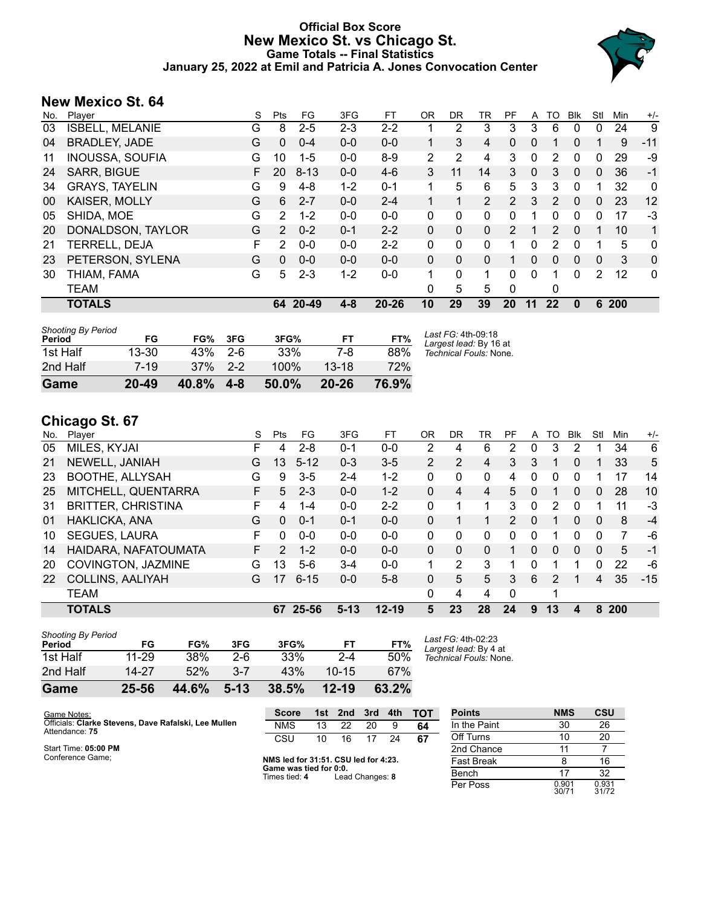# Official Box Score
# New Mexico St. vs Chicago St.
## Game Totals -- Final Statistics
## January 25, 2022 at Emil and Patricia A. Jones Convocation Center

## New Mexico St. 64

| No. | Player | S | Pts | FG | 3FG | FT | OR | DR | TR | PF | A | TO | Blk | Stl | Min | +/- |
|---|---|---|---|---|---|---|---|---|---|---|---|---|---|---|---|---|
| 03 | ISBELL, MELANIE | G | 8 | 2-5 | 2-3 | 2-2 | 1 | 2 | 3 | 3 | 3 | 6 | 0 | 0 | 24 | 9 |
| 04 | BRADLEY, JADE | G | 0 | 0-4 | 0-0 | 0-0 | 1 | 3 | 4 | 0 | 0 | 1 | 0 | 1 | 9 | -11 |
| 11 | INOUSSA, SOUFIA | G | 10 | 1-5 | 0-0 | 8-9 | 2 | 2 | 4 | 3 | 0 | 2 | 0 | 0 | 29 | -9 |
| 24 | SARR, BIGUE | F | 20 | 8-13 | 0-0 | 4-6 | 3 | 11 | 14 | 3 | 0 | 3 | 0 | 0 | 36 | -1 |
| 34 | GRAYS, TAYELIN | G | 9 | 4-8 | 1-2 | 0-1 | 1 | 5 | 6 | 5 | 3 | 3 | 0 | 1 | 32 | 0 |
| 00 | KAISER, MOLLY | G | 6 | 2-7 | 0-0 | 2-4 | 1 | 1 | 2 | 2 | 3 | 2 | 0 | 0 | 23 | 12 |
| 05 | SHIDA, MOE | G | 2 | 1-2 | 0-0 | 0-0 | 0 | 0 | 0 | 0 | 1 | 0 | 0 | 0 | 17 | -3 |
| 20 | DONALDSON, TAYLOR | G | 2 | 0-2 | 0-1 | 2-2 | 0 | 0 | 0 | 2 | 1 | 2 | 0 | 1 | 10 | 1 |
| 21 | TERRELL, DEJA | F | 2 | 0-0 | 0-0 | 2-2 | 0 | 0 | 0 | 1 | 0 | 2 | 0 | 1 | 5 | 0 |
| 23 | PETERSON, SYLENA | G | 0 | 0-0 | 0-0 | 0-0 | 0 | 0 | 0 | 1 | 0 | 0 | 0 | 0 | 3 | 0 |
| 30 | THIAM, FAMA | G | 5 | 2-3 | 1-2 | 0-0 | 1 | 0 | 1 | 0 | 0 | 1 | 0 | 2 | 12 | 0 |
| | TEAM | | | | | | 0 | 5 | 5 | 0 | | 0 | | | | |
| | **TOTALS** | | **64** | **20-49** | **4-8** | **20-26** | **10** | **29** | **39** | **20** | **11** | **22** | **0** | **6** | **200** | |

| Shooting By Period Period | FG | FG% | 3FG | 3FG% | FT | FT% |
|---|---|---|---|---|---|---|
| 1st Half | 13-30 | 43% | 2-6 | 33% | 7-8 | 88% |
| 2nd Half | 7-19 | 37% | 2-2 | 100% | 13-18 | 72% |
| **Game** | **20-49** | **40.8%** | **4-8** | **50.0%** | **20-26** | **76.9%** |

*Last FG:* 4th-09:18
*Largest lead:* By 16 at
*Technical Fouls:* None.

## Chicago St. 67

| No. | Player | S | Pts | FG | 3FG | FT | OR | DR | TR | PF | A | TO | Blk | Stl | Min | +/- |
|---|---|---|---|---|---|---|---|---|---|---|---|---|---|---|---|---|
| 05 | MILES, KYJAI | F | 4 | 2-8 | 0-1 | 0-0 | 2 | 4 | 6 | 2 | 0 | 3 | 2 | 1 | 34 | 6 |
| 21 | NEWELL, JANIAH | G | 13 | 5-12 | 0-3 | 3-5 | 2 | 2 | 4 | 3 | 3 | 1 | 0 | 1 | 33 | 5 |
| 23 | BOOTHE, ALLYSAH | G | 9 | 3-5 | 2-4 | 1-2 | 0 | 0 | 0 | 4 | 0 | 0 | 0 | 1 | 17 | 14 |
| 25 | MITCHELL, QUENTARRA | F | 5 | 2-3 | 0-0 | 1-2 | 0 | 4 | 4 | 5 | 0 | 1 | 0 | 0 | 28 | 10 |
| 31 | BRITTER, CHRISTINA | F | 4 | 1-4 | 0-0 | 2-2 | 0 | 1 | 1 | 3 | 0 | 2 | 0 | 1 | 11 | -3 |
| 01 | HAKLICKA, ANA | G | 0 | 0-1 | 0-1 | 0-0 | 0 | 1 | 1 | 2 | 0 | 1 | 0 | 0 | 8 | -4 |
| 10 | SEGUES, LAURA | F | 0 | 0-0 | 0-0 | 0-0 | 0 | 0 | 0 | 0 | 0 | 1 | 0 | 0 | 7 | -6 |
| 14 | HAIDARA, NAFATOUMATA | F | 2 | 1-2 | 0-0 | 0-0 | 0 | 0 | 0 | 1 | 0 | 0 | 0 | 0 | 5 | -1 |
| 20 | COVINGTON, JAZMINE | G | 13 | 5-6 | 3-4 | 0-0 | 1 | 2 | 3 | 1 | 0 | 1 | 1 | 0 | 22 | -6 |
| 22 | COLLINS, AALIYAH | G | 17 | 6-15 | 0-0 | 5-8 | 0 | 5 | 5 | 3 | 6 | 2 | 1 | 4 | 35 | -15 |
| | TEAM | | | | | | 0 | 4 | 4 | 0 | | 1 | | | | |
| | **TOTALS** | | **67** | **25-56** | **5-13** | **12-19** | **5** | **23** | **28** | **24** | **9** | **13** | **4** | **8** | **200** | |

| Shooting By Period Period | FG | FG% | 3FG | 3FG% | FT | FT% |
|---|---|---|---|---|---|---|
| 1st Half | 11-29 | 38% | 2-6 | 33% | 2-4 | 50% |
| 2nd Half | 14-27 | 52% | 3-7 | 43% | 10-15 | 67% |
| **Game** | **25-56** | **44.6%** | **5-13** | **38.5%** | **12-19** | **63.2%** |

*Last FG:* 4th-02:23
*Largest lead:* By 4 at
*Technical Fouls:* None.

Game Notes:
Officials: **Clarke Stevens, Dave Rafalski, Lee Mullen**
Attendance: **75**

Start Time: **05:00 PM**
Conference Game;

| Score | 1st | 2nd | 3rd | 4th | TOT |
|---|---|---|---|---|---|
| NMS | 13 | 22 | 20 | 9 | **64** |
| CSU | 10 | 16 | 17 | 24 | **67** |

**NMS led for 31:51. CSU led for 4:23.**
**Game was tied for 0:0.**
Times tied: **4** Lead Changes: **8**

| Points | NMS | CSU |
|---|---|---|
| In the Paint | 30 | 26 |
| Off Turns | 10 | 20 |
| 2nd Chance | 11 | 7 |
| Fast Break | 8 | 16 |
| Bench | 17 | 32 |
| Per Poss | 0.901 30/71 | 0.931 31/72 |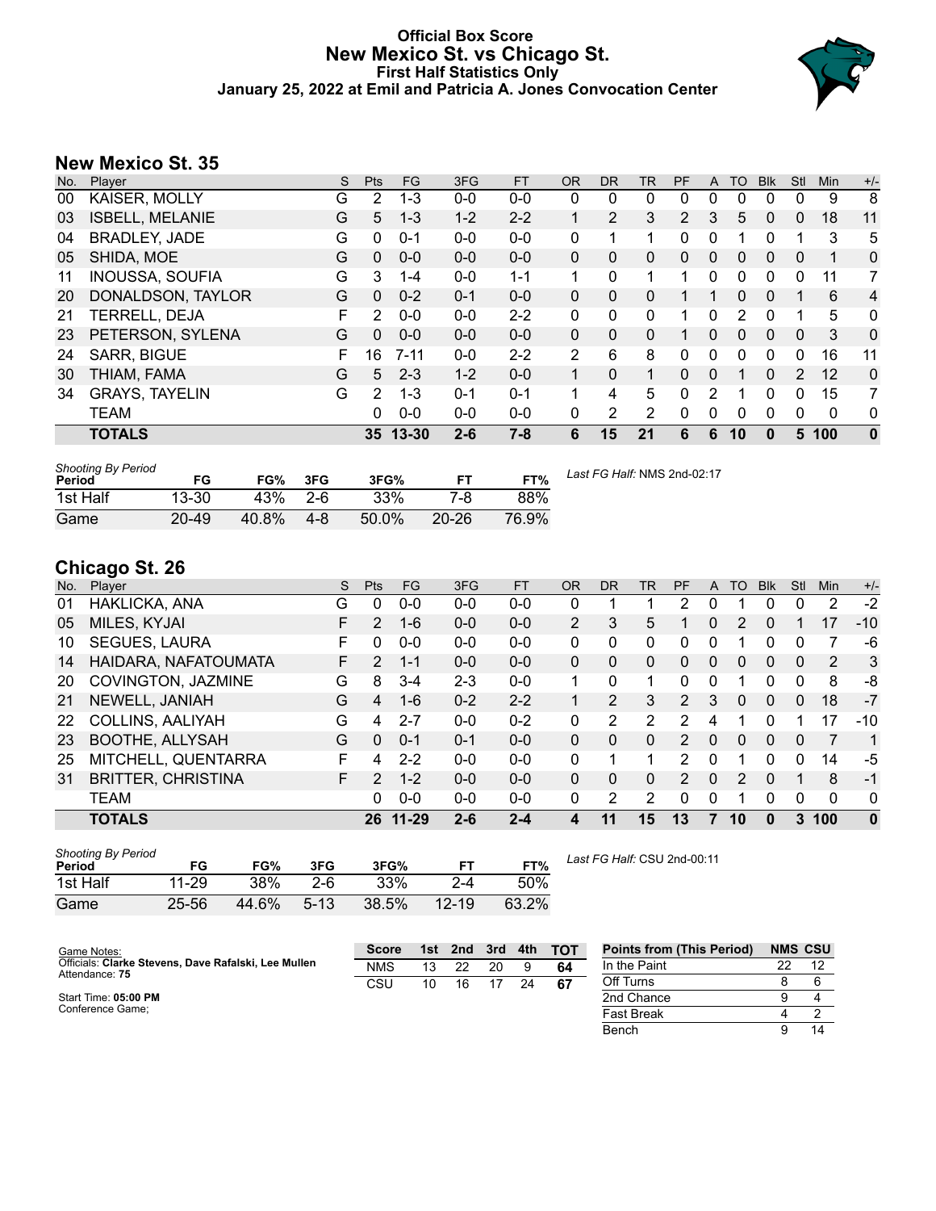# Official Box Score
# New Mexico St. vs Chicago St.
## First Half Statistics Only
### January 25, 2022 at Emil and Patricia A. Jones Convocation Center

## New Mexico St. 35

| No. | Player | S | Pts | FG | 3FG | FT | OR | DR | TR | PF | A | TO | Blk | Stl | Min | +/- |
|---|---|---|---|---|---|---|---|---|---|---|---|---|---|---|---|---|
| 00 | KAISER, MOLLY | G | 2 | 1-3 | 0-0 | 0-0 | 0 | 0 | 0 | 0 | 0 | 0 | 0 | 0 | 9 | 8 |
| 03 | ISBELL, MELANIE | G | 5 | 1-3 | 1-2 | 2-2 | 1 | 2 | 3 | 2 | 3 | 5 | 0 | 0 | 18 | 11 |
| 04 | BRADLEY, JADE | G | 0 | 0-1 | 0-0 | 0-0 | 0 | 1 | 1 | 0 | 0 | 1 | 0 | 1 | 3 | 5 |
| 05 | SHIDA, MOE | G | 0 | 0-0 | 0-0 | 0-0 | 0 | 0 | 0 | 0 | 0 | 0 | 0 | 0 | 1 | 0 |
| 11 | INOUSSA, SOUFIA | G | 3 | 1-4 | 0-0 | 1-1 | 1 | 0 | 1 | 1 | 0 | 0 | 0 | 0 | 11 | 7 |
| 20 | DONALDSON, TAYLOR | G | 0 | 0-2 | 0-1 | 0-0 | 0 | 0 | 0 | 1 | 1 | 0 | 0 | 1 | 6 | 4 |
| 21 | TERRELL, DEJA | F | 2 | 0-0 | 0-0 | 2-2 | 0 | 0 | 0 | 1 | 0 | 2 | 0 | 1 | 5 | 0 |
| 23 | PETERSON, SYLENA | G | 0 | 0-0 | 0-0 | 0-0 | 0 | 0 | 0 | 1 | 0 | 0 | 0 | 0 | 3 | 0 |
| 24 | SARR, BIGUE | F | 16 | 7-11 | 0-0 | 2-2 | 2 | 6 | 8 | 0 | 0 | 0 | 0 | 0 | 16 | 11 |
| 30 | THIAM, FAMA | G | 5 | 2-3 | 1-2 | 0-0 | 1 | 0 | 1 | 0 | 0 | 1 | 0 | 2 | 12 | 0 |
| 34 | GRAYS, TAYELIN | G | 2 | 1-3 | 0-1 | 0-1 | 1 | 4 | 5 | 0 | 2 | 1 | 0 | 0 | 15 | 7 |
| | TEAM | | 0 | 0-0 | 0-0 | 0-0 | 0 | 2 | 2 | 0 | 0 | 0 | 0 | 0 | 0 | 0 |
| | **TOTALS** | | **35** | **13-30** | **2-6** | **7-8** | **6** | **15** | **21** | **6** | **6** | **10** | **0** | **5** | **100** | **0** |

| Shooting By Period Period | FG | FG% | 3FG | 3FG% | FT | FT% |
|---|---|---|---|---|---|---|
| 1st Half | 13-30 | 43% | 2-6 | 33% | 7-8 | 88% |
| Game | 20-49 | 40.8% | 4-8 | 50.0% | 20-26 | 76.9% |

*Last FG Half:* NMS 2nd-02:17

## Chicago St. 26

| No. | Player | S | Pts | FG | 3FG | FT | OR | DR | TR | PF | A | TO | Blk | Stl | Min | +/- |
|---|---|---|---|---|---|---|---|---|---|---|---|---|---|---|---|---|
| 01 | HAKLICKA, ANA | G | 0 | 0-0 | 0-0 | 0-0 | 0 | 1 | 1 | 2 | 0 | 1 | 0 | 0 | 2 | -2 |
| 05 | MILES, KYJAI | F | 2 | 1-6 | 0-0 | 0-0 | 2 | 3 | 5 | 1 | 0 | 2 | 0 | 1 | 17 | -10 |
| 10 | SEGUES, LAURA | F | 0 | 0-0 | 0-0 | 0-0 | 0 | 0 | 0 | 0 | 0 | 1 | 0 | 0 | 7 | -6 |
| 14 | HAIDARA, NAFATOUMATA | F | 2 | 1-1 | 0-0 | 0-0 | 0 | 0 | 0 | 0 | 0 | 0 | 0 | 0 | 2 | 3 |
| 20 | COVINGTON, JAZMINE | G | 8 | 3-4 | 2-3 | 0-0 | 1 | 0 | 1 | 0 | 0 | 1 | 0 | 0 | 8 | -8 |
| 21 | NEWELL, JANIAH | G | 4 | 1-6 | 0-2 | 2-2 | 1 | 2 | 3 | 2 | 3 | 0 | 0 | 0 | 18 | -7 |
| 22 | COLLINS, AALIYAH | G | 4 | 2-7 | 0-0 | 0-2 | 0 | 2 | 2 | 2 | 4 | 1 | 0 | 1 | 17 | -10 |
| 23 | BOOTHE, ALLYSAH | G | 0 | 0-1 | 0-1 | 0-0 | 0 | 0 | 0 | 2 | 0 | 0 | 0 | 0 | 7 | 1 |
| 25 | MITCHELL, QUENTARRA | F | 4 | 2-2 | 0-0 | 0-0 | 0 | 1 | 1 | 2 | 0 | 1 | 0 | 0 | 14 | -5 |
| 31 | BRITTER, CHRISTINA | F | 2 | 1-2 | 0-0 | 0-0 | 0 | 0 | 0 | 2 | 0 | 2 | 0 | 1 | 8 | -1 |
| | TEAM | | 0 | 0-0 | 0-0 | 0-0 | 0 | 2 | 2 | 0 | 0 | 1 | 0 | 0 | 0 | 0 |
| | **TOTALS** | | **26** | **11-29** | **2-6** | **2-4** | **4** | **11** | **15** | **13** | **7** | **10** | **0** | **3** | **100** | **0** |

| Shooting By Period Period | FG | FG% | 3FG | 3FG% | FT | FT% |
|---|---|---|---|---|---|---|
| 1st Half | 11-29 | 38% | 2-6 | 33% | 2-4 | 50% |
| Game | 25-56 | 44.6% | 5-13 | 38.5% | 12-19 | 63.2% |

*Last FG Half:* CSU 2nd-00:11

Game Notes:
Officials: **Clarke Stevens, Dave Rafalski, Lee Mullen**
Attendance: **75**

Start Time: **05:00 PM**
Conference Game;

| Score | 1st | 2nd | 3rd | 4th | TOT |
|---|---|---|---|---|---|
| NMS | 13 | 22 | 20 | 9 | **64** |
| CSU | 10 | 16 | 17 | 24 | **67** |

| Points from (This Period) | NMS | CSU |
|---|---|---|
| In the Paint | 22 | 12 |
| Off Turns | 8 | 6 |
| 2nd Chance | 9 | 4 |
| Fast Break | 4 | 2 |
| Bench | 9 | 14 |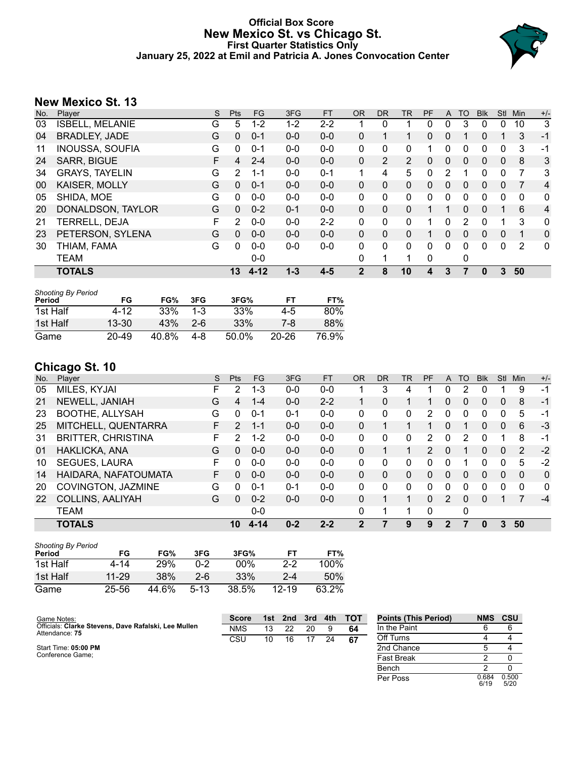# Official Box Score
## New Mexico St. vs Chicago St.
### First Quarter Statistics Only
### January 25, 2022 at Emil and Patricia A. Jones Convocation Center

## New Mexico St. 13

| No. | Player | S | Pts | FG | 3FG | FT | OR | DR | TR | PF | A | TO | Blk | Stl | Min | +/- |
|---|---|---|---|---|---|---|---|---|---|---|---|---|---|---|---|---|
| 03 | ISBELL, MELANIE | G | 5 | 1-2 | 1-2 | 2-2 | 1 | 0 | 1 | 0 | 0 | 3 | 0 | 0 | 10 | 3 |
| 04 | BRADLEY, JADE | G | 0 | 0-1 | 0-0 | 0-0 | 0 | 1 | 1 | 0 | 0 | 1 | 0 | 1 | 3 | -1 |
| 11 | INOUSSA, SOUFIA | G | 0 | 0-1 | 0-0 | 0-0 | 0 | 0 | 0 | 1 | 0 | 0 | 0 | 0 | 3 | -1 |
| 24 | SARR, BIGUE | F | 4 | 2-4 | 0-0 | 0-0 | 0 | 2 | 2 | 0 | 0 | 0 | 0 | 0 | 8 | 3 |
| 34 | GRAYS, TAYELIN | G | 2 | 1-1 | 0-0 | 0-1 | 1 | 4 | 5 | 0 | 2 | 1 | 0 | 0 | 7 | 3 |
| 00 | KAISER, MOLLY | G | 0 | 0-1 | 0-0 | 0-0 | 0 | 0 | 0 | 0 | 0 | 0 | 0 | 0 | 7 | 4 |
| 05 | SHIDA, MOE | G | 0 | 0-0 | 0-0 | 0-0 | 0 | 0 | 0 | 0 | 0 | 0 | 0 | 0 | 0 | 0 |
| 20 | DONALDSON, TAYLOR | G | 0 | 0-2 | 0-1 | 0-0 | 0 | 0 | 0 | 1 | 1 | 0 | 0 | 1 | 6 | 4 |
| 21 | TERRELL, DEJA | F | 2 | 0-0 | 0-0 | 2-2 | 0 | 0 | 0 | 1 | 0 | 2 | 0 | 1 | 3 | 0 |
| 23 | PETERSON, SYLENA | G | 0 | 0-0 | 0-0 | 0-0 | 0 | 0 | 0 | 1 | 0 | 0 | 0 | 0 | 1 | 0 |
| 30 | THIAM, FAMA | G | 0 | 0-0 | 0-0 | 0-0 | 0 | 0 | 0 | 0 | 0 | 0 | 0 | 0 | 2 | 0 |
| | TEAM | | | 0-0 | | | 0 | 1 | 1 | 0 | | 0 | | | | |
| | **TOTALS** | | **13** | **4-12** | **1-3** | **4-5** | **2** | **8** | **10** | **4** | **3** | **7** | **0** | **3** | **50** | |

*Shooting By Period*

| Period | FG | FG% | 3FG | 3FG% | FT | FT% |
|---|---|---|---|---|---|---|
| 1st Half | 4-12 | 33% | 1-3 | 33% | 4-5 | 80% |
| 1st Half | 13-30 | 43% | 2-6 | 33% | 7-8 | 88% |
| Game | 20-49 | 40.8% | 4-8 | 50.0% | 20-26 | 76.9% |

## Chicago St. 10

| No. | Player | S | Pts | FG | 3FG | FT | OR | DR | TR | PF | A | TO | Blk | Stl | Min | +/- |
|---|---|---|---|---|---|---|---|---|---|---|---|---|---|---|---|---|
| 05 | MILES, KYJAI | F | 2 | 1-3 | 0-0 | 0-0 | 1 | 3 | 4 | 1 | 0 | 2 | 0 | 1 | 9 | -1 |
| 21 | NEWELL, JANIAH | G | 4 | 1-4 | 0-0 | 2-2 | 1 | 0 | 1 | 1 | 0 | 0 | 0 | 0 | 8 | -1 |
| 23 | BOOTHE, ALLYSAH | G | 0 | 0-1 | 0-1 | 0-0 | 0 | 0 | 0 | 2 | 0 | 0 | 0 | 0 | 5 | -1 |
| 25 | MITCHELL, QUENTARRA | F | 2 | 1-1 | 0-0 | 0-0 | 0 | 1 | 1 | 1 | 0 | 1 | 0 | 0 | 6 | -3 |
| 31 | BRITTER, CHRISTINA | F | 2 | 1-2 | 0-0 | 0-0 | 0 | 0 | 0 | 2 | 0 | 2 | 0 | 1 | 8 | -1 |
| 01 | HAKLICKA, ANA | G | 0 | 0-0 | 0-0 | 0-0 | 0 | 1 | 1 | 2 | 0 | 1 | 0 | 0 | 2 | -2 |
| 10 | SEGUES, LAURA | F | 0 | 0-0 | 0-0 | 0-0 | 0 | 0 | 0 | 0 | 0 | 1 | 0 | 0 | 5 | -2 |
| 14 | HAIDARA, NAFATOUMATA | F | 0 | 0-0 | 0-0 | 0-0 | 0 | 0 | 0 | 0 | 0 | 0 | 0 | 0 | 0 | 0 |
| 20 | COVINGTON, JAZMINE | G | 0 | 0-1 | 0-1 | 0-0 | 0 | 0 | 0 | 0 | 0 | 0 | 0 | 0 | 0 | 0 |
| 22 | COLLINS, AALIYAH | G | 0 | 0-2 | 0-0 | 0-0 | 0 | 1 | 1 | 0 | 2 | 0 | 0 | 1 | 7 | -4 |
| | TEAM | | | 0-0 | | | 0 | 1 | 1 | 0 | | 0 | | | | |
| | **TOTALS** | | **10** | **4-14** | **0-2** | **2-2** | **2** | **7** | **9** | **9** | **2** | **7** | **0** | **3** | **50** | |

*Shooting By Period*

| Period | FG | FG% | 3FG | 3FG% | FT | FT% |
|---|---|---|---|---|---|---|
| 1st Half | 4-14 | 29% | 0-2 | 00% | 2-2 | 100% |
| 1st Half | 11-29 | 38% | 2-6 | 33% | 2-4 | 50% |
| Game | 25-56 | 44.6% | 5-13 | 38.5% | 12-19 | 63.2% |

Game Notes:
Officials: **Clarke Stevens, Dave Rafalski, Lee Mullen**
Attendance: **75**

Start Time: **05:00 PM**
Conference Game;

| Score | 1st | 2nd | 3rd | 4th | TOT |
|---|---|---|---|---|---|
| NMS | 13 | 22 | 20 | 9 | **64** |
| CSU | 10 | 16 | 17 | 24 | **67** |

| Points (This Period) | NMS | CSU |
|---|---|---|
| In the Paint | 6 | 6 |
| Off Turns | 4 | 4 |
| 2nd Chance | 5 | 4 |
| Fast Break | 2 | 0 |
| Bench | 2 | 0 |
| Per Poss | 0.684 6/19 | 0.500 5/20 |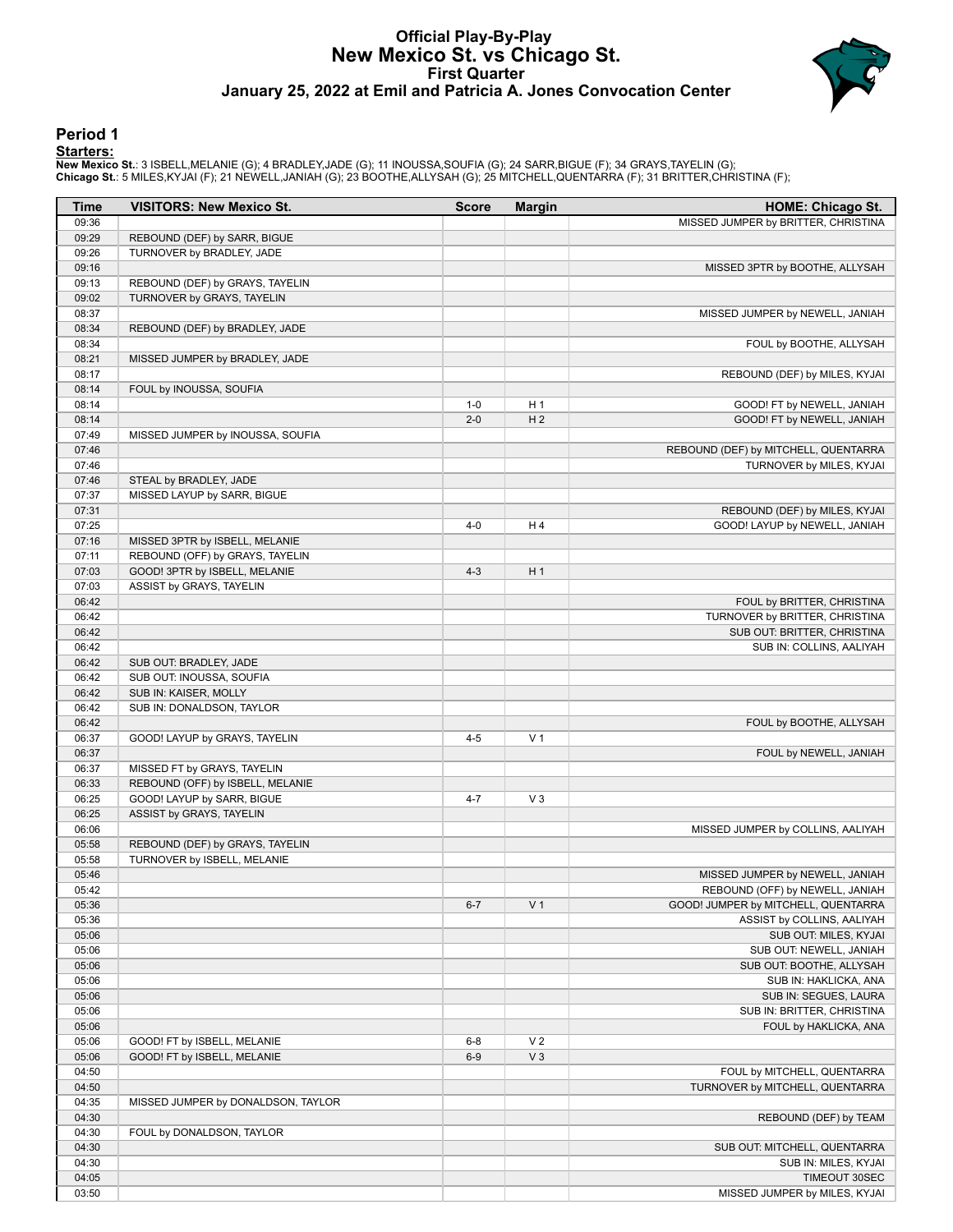# Official Play-By-Play
## New Mexico St. vs Chicago St.
### First Quarter
### January 25, 2022 at Emil and Patricia A. Jones Convocation Center

## Period 1

**Starters:**

**New Mexico St.**: 3 ISBELL,MELANIE (G); 4 BRADLEY,JADE (G); 11 INOUSSA,SOUFIA (G); 24 SARR,BIGUE (F); 34 GRAYS,TAYELIN (G);
**Chicago St.**: 5 MILES,KYJAI (F); 21 NEWELL,JANIAH (G); 23 BOOTHE,ALLYSAH (G); 25 MITCHELL,QUENTARRA (F); 31 BRITTER,CHRISTINA (F);

| Time | VISITORS: New Mexico St. | Score | Margin | HOME: Chicago St. |
|---|---|---|---|---|
| 09:36 | | | | MISSED JUMPER by BRITTER, CHRISTINA |
| 09:29 | REBOUND (DEF) by SARR, BIGUE | | | |
| 09:26 | TURNOVER by BRADLEY, JADE | | | |
| 09:16 | | | | MISSED 3PTR by BOOTHE, ALLYSAH |
| 09:13 | REBOUND (DEF) by GRAYS, TAYELIN | | | |
| 09:02 | TURNOVER by GRAYS, TAYELIN | | | |
| 08:37 | | | | MISSED JUMPER by NEWELL, JANIAH |
| 08:34 | REBOUND (DEF) by BRADLEY, JADE | | | |
| 08:34 | | | | FOUL by BOOTHE, ALLYSAH |
| 08:21 | MISSED JUMPER by BRADLEY, JADE | | | |
| 08:17 | | | | REBOUND (DEF) by MILES, KYJAI |
| 08:14 | FOUL by INOUSSA, SOUFIA | | | |
| 08:14 | | 1-0 | H 1 | GOOD! FT by NEWELL, JANIAH |
| 08:14 | | 2-0 | H 2 | GOOD! FT by NEWELL, JANIAH |
| 07:49 | MISSED JUMPER by INOUSSA, SOUFIA | | | |
| 07:46 | | | | REBOUND (DEF) by MITCHELL, QUENTARRA |
| 07:46 | | | | TURNOVER by MILES, KYJAI |
| 07:46 | STEAL by BRADLEY, JADE | | | |
| 07:37 | MISSED LAYUP by SARR, BIGUE | | | |
| 07:31 | | | | REBOUND (DEF) by MILES, KYJAI |
| 07:25 | | 4-0 | H 4 | GOOD! LAYUP by NEWELL, JANIAH |
| 07:16 | MISSED 3PTR by ISBELL, MELANIE | | | |
| 07:11 | REBOUND (OFF) by GRAYS, TAYELIN | | | |
| 07:03 | GOOD! 3PTR by ISBELL, MELANIE | 4-3 | H 1 | |
| 07:03 | ASSIST by GRAYS, TAYELIN | | | |
| 06:42 | | | | FOUL by BRITTER, CHRISTINA |
| 06:42 | | | | TURNOVER by BRITTER, CHRISTINA |
| 06:42 | | | | SUB OUT: BRITTER, CHRISTINA |
| 06:42 | | | | SUB IN: COLLINS, AALIYAH |
| 06:42 | SUB OUT: BRADLEY, JADE | | | |
| 06:42 | SUB OUT: INOUSSA, SOUFIA | | | |
| 06:42 | SUB IN: KAISER, MOLLY | | | |
| 06:42 | SUB IN: DONALDSON, TAYLOR | | | |
| 06:42 | | | | FOUL by BOOTHE, ALLYSAH |
| 06:37 | GOOD! LAYUP by GRAYS, TAYELIN | 4-5 | V 1 | |
| 06:37 | | | | FOUL by NEWELL, JANIAH |
| 06:37 | MISSED FT by GRAYS, TAYELIN | | | |
| 06:33 | REBOUND (OFF) by ISBELL, MELANIE | | | |
| 06:25 | GOOD! LAYUP by SARR, BIGUE | 4-7 | V 3 | |
| 06:25 | ASSIST by GRAYS, TAYELIN | | | |
| 06:06 | | | | MISSED JUMPER by COLLINS, AALIYAH |
| 05:58 | REBOUND (DEF) by GRAYS, TAYELIN | | | |
| 05:58 | TURNOVER by ISBELL, MELANIE | | | |
| 05:46 | | | | MISSED JUMPER by NEWELL, JANIAH |
| 05:42 | | | | REBOUND (OFF) by NEWELL, JANIAH |
| 05:36 | | 6-7 | V 1 | GOOD! JUMPER by MITCHELL, QUENTARRA |
| 05:36 | | | | ASSIST by COLLINS, AALIYAH |
| 05:06 | | | | SUB OUT: MILES, KYJAI |
| 05:06 | | | | SUB OUT: NEWELL, JANIAH |
| 05:06 | | | | SUB OUT: BOOTHE, ALLYSAH |
| 05:06 | | | | SUB IN: HAKLICKA, ANA |
| 05:06 | | | | SUB IN: SEGUES, LAURA |
| 05:06 | | | | SUB IN: BRITTER, CHRISTINA |
| 05:06 | | | | FOUL by HAKLICKA, ANA |
| 05:06 | GOOD! FT by ISBELL, MELANIE | 6-8 | V 2 | |
| 05:06 | GOOD! FT by ISBELL, MELANIE | 6-9 | V 3 | |
| 04:50 | | | | FOUL by MITCHELL, QUENTARRA |
| 04:50 | | | | TURNOVER by MITCHELL, QUENTARRA |
| 04:35 | MISSED JUMPER by DONALDSON, TAYLOR | | | |
| 04:30 | | | | REBOUND (DEF) by TEAM |
| 04:30 | FOUL by DONALDSON, TAYLOR | | | |
| 04:30 | | | | SUB OUT: MITCHELL, QUENTARRA |
| 04:30 | | | | SUB IN: MILES, KYJAI |
| 04:05 | | | | TIMEOUT 30SEC |
| 03:50 | | | | MISSED JUMPER by MILES, KYJAI |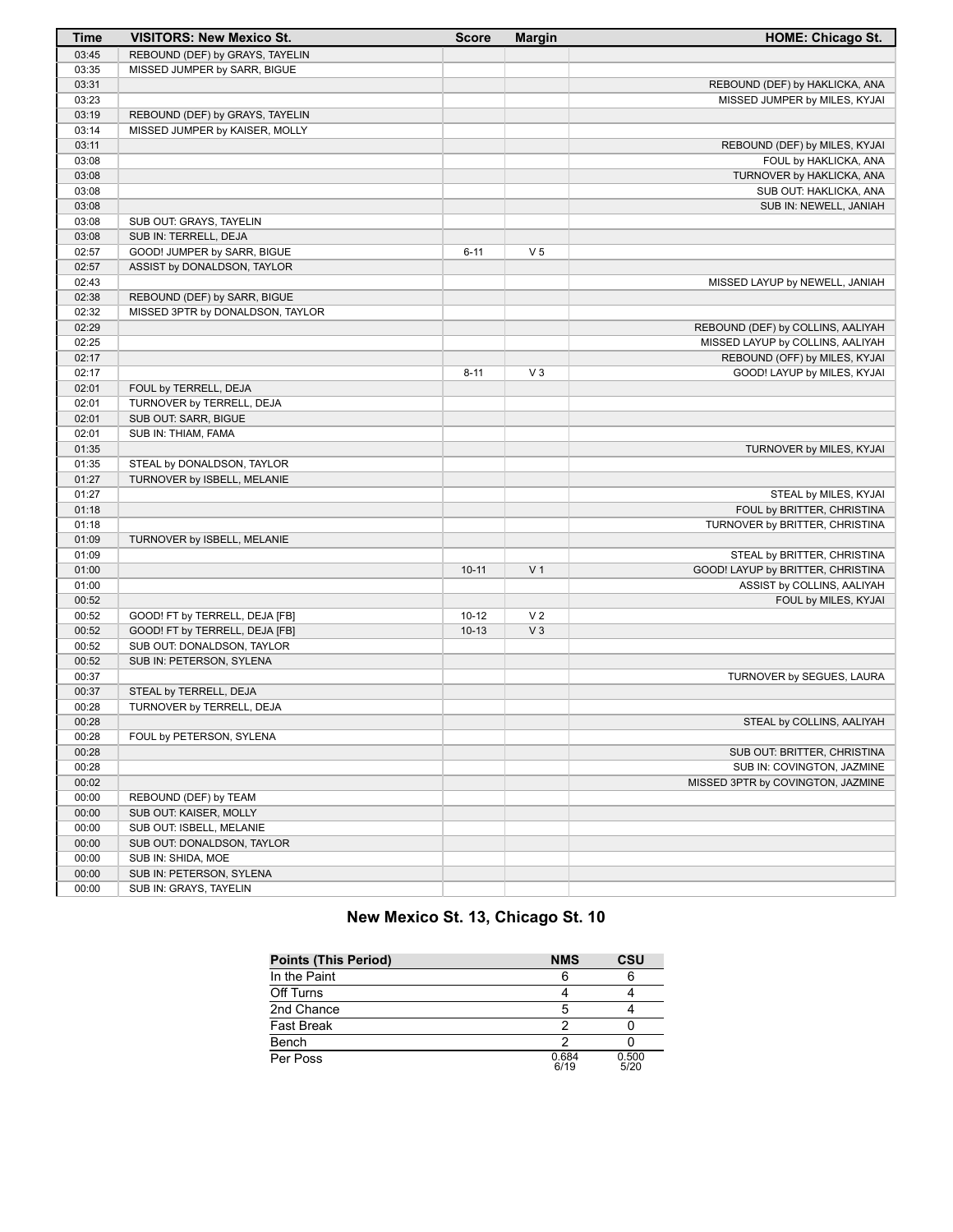| Time | VISITORS: New Mexico St. | Score | Margin | HOME: Chicago St. |
|---|---|---|---|---|
| 03:45 | REBOUND (DEF) by GRAYS, TAYELIN | | | |
| 03:35 | MISSED JUMPER by SARR, BIGUE | | | |
| 03:31 | | | | REBOUND (DEF) by HAKLICKA, ANA |
| 03:23 | | | | MISSED JUMPER by MILES, KYJAI |
| 03:19 | REBOUND (DEF) by GRAYS, TAYELIN | | | |
| 03:14 | MISSED JUMPER by KAISER, MOLLY | | | |
| 03:11 | | | | REBOUND (DEF) by MILES, KYJAI |
| 03:08 | | | | FOUL by HAKLICKA, ANA |
| 03:08 | | | | TURNOVER by HAKLICKA, ANA |
| 03:08 | | | | SUB OUT: HAKLICKA, ANA |
| 03:08 | | | | SUB IN: NEWELL, JANIAH |
| 03:08 | SUB OUT: GRAYS, TAYELIN | | | |
| 03:08 | SUB IN: TERRELL, DEJA | | | |
| 02:57 | GOOD! JUMPER by SARR, BIGUE | 6-11 | V 5 | |
| 02:57 | ASSIST by DONALDSON, TAYLOR | | | |
| 02:43 | | | | MISSED LAYUP by NEWELL, JANIAH |
| 02:38 | REBOUND (DEF) by SARR, BIGUE | | | |
| 02:32 | MISSED 3PTR by DONALDSON, TAYLOR | | | |
| 02:29 | | | | REBOUND (DEF) by COLLINS, AALIYAH |
| 02:25 | | | | MISSED LAYUP by COLLINS, AALIYAH |
| 02:17 | | | | REBOUND (OFF) by MILES, KYJAI |
| 02:17 | | 8-11 | V 3 | GOOD! LAYUP by MILES, KYJAI |
| 02:01 | FOUL by TERRELL, DEJA | | | |
| 02:01 | TURNOVER by TERRELL, DEJA | | | |
| 02:01 | SUB OUT: SARR, BIGUE | | | |
| 02:01 | SUB IN: THIAM, FAMA | | | |
| 01:35 | | | | TURNOVER by MILES, KYJAI |
| 01:35 | STEAL by DONALDSON, TAYLOR | | | |
| 01:27 | TURNOVER by ISBELL, MELANIE | | | |
| 01:27 | | | | STEAL by MILES, KYJAI |
| 01:18 | | | | FOUL by BRITTER, CHRISTINA |
| 01:18 | | | | TURNOVER by BRITTER, CHRISTINA |
| 01:09 | TURNOVER by ISBELL, MELANIE | | | |
| 01:09 | | | | STEAL by BRITTER, CHRISTINA |
| 01:00 | | 10-11 | V 1 | GOOD! LAYUP by BRITTER, CHRISTINA |
| 01:00 | | | | ASSIST by COLLINS, AALIYAH |
| 00:52 | | | | FOUL by MILES, KYJAI |
| 00:52 | GOOD! FT by TERRELL, DEJA [FB] | 10-12 | V 2 | |
| 00:52 | GOOD! FT by TERRELL, DEJA [FB] | 10-13 | V 3 | |
| 00:52 | SUB OUT: DONALDSON, TAYLOR | | | |
| 00:52 | SUB IN: PETERSON, SYLENA | | | |
| 00:37 | | | | TURNOVER by SEGUES, LAURA |
| 00:37 | STEAL by TERRELL, DEJA | | | |
| 00:28 | TURNOVER by TERRELL, DEJA | | | |
| 00:28 | | | | STEAL by COLLINS, AALIYAH |
| 00:28 | FOUL by PETERSON, SYLENA | | | |
| 00:28 | | | | SUB OUT: BRITTER, CHRISTINA |
| 00:28 | | | | SUB IN: COVINGTON, JAZMINE |
| 00:02 | | | | MISSED 3PTR by COVINGTON, JAZMINE |
| 00:00 | REBOUND (DEF) by TEAM | | | |
| 00:00 | SUB OUT: KAISER, MOLLY | | | |
| 00:00 | SUB OUT: ISBELL, MELANIE | | | |
| 00:00 | SUB OUT: DONALDSON, TAYLOR | | | |
| 00:00 | SUB IN: SHIDA, MOE | | | |
| 00:00 | SUB IN: PETERSON, SYLENA | | | |
| 00:00 | SUB IN: GRAYS, TAYELIN | | | |

## New Mexico St. 13, Chicago St. 10

| Points (This Period) | NMS | CSU |
|---|---|---|
| In the Paint | 6 | 6 |
| Off Turns | 4 | 4 |
| 2nd Chance | 5 | 4 |
| Fast Break | 2 | 0 |
| Bench | 2 | 0 |
| Per Poss | 0.684 6/19 | 0.500 5/20 |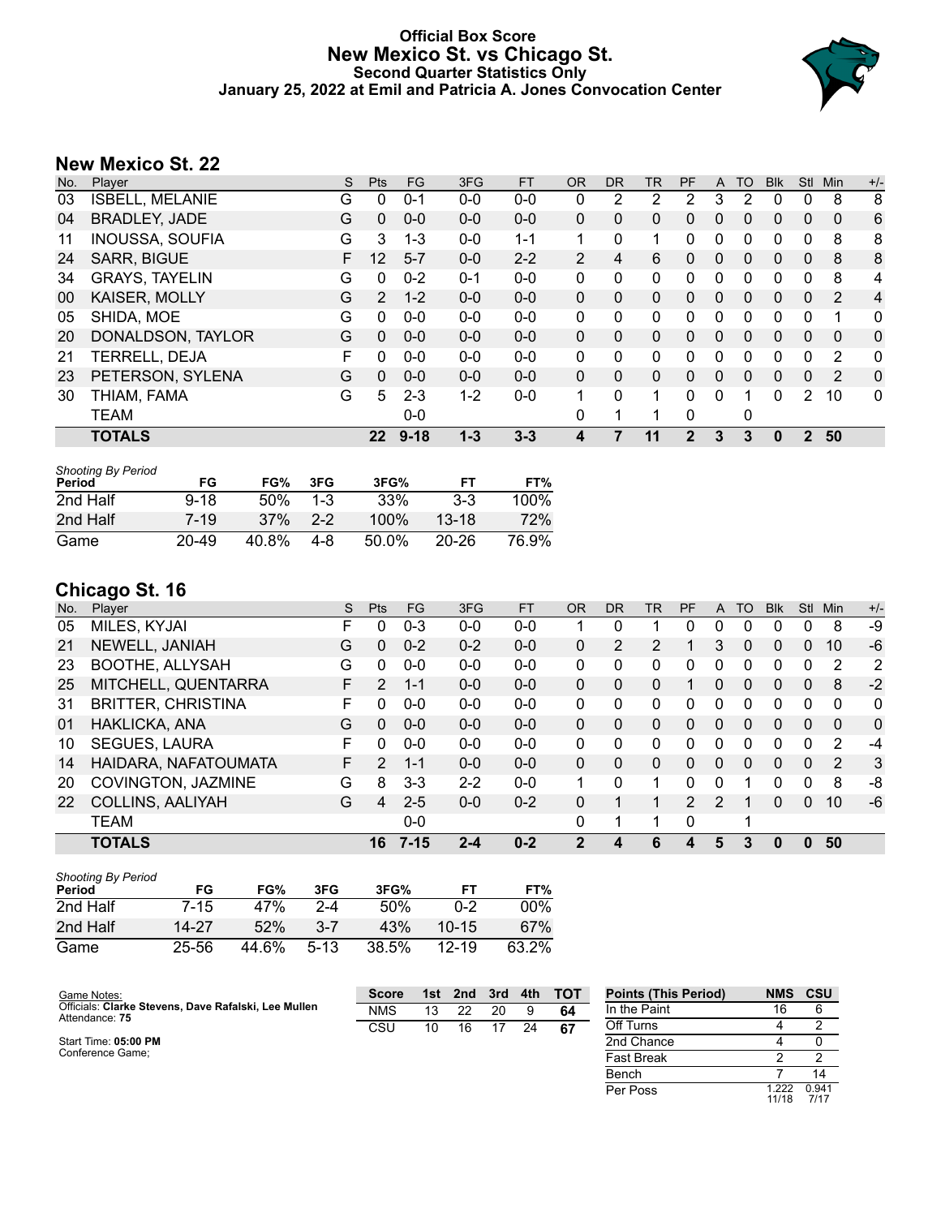# Official Box Score
## New Mexico St. vs Chicago St.
### Second Quarter Statistics Only
### January 25, 2022 at Emil and Patricia A. Jones Convocation Center

## New Mexico St. 22

| No. | Player | S | Pts | FG | 3FG | FT | OR | DR | TR | PF | A | TO | Blk | Stl | Min | +/- |
|---|---|---|---|---|---|---|---|---|---|---|---|---|---|---|---|---|
| 03 | ISBELL, MELANIE | G | 0 | 0-1 | 0-0 | 0-0 | 0 | 2 | 2 | 2 | 3 | 2 | 0 | 0 | 8 | 8 |
| 04 | BRADLEY, JADE | G | 0 | 0-0 | 0-0 | 0-0 | 0 | 0 | 0 | 0 | 0 | 0 | 0 | 0 | 0 | 6 |
| 11 | INOUSSA, SOUFIA | G | 3 | 1-3 | 0-0 | 1-1 | 1 | 0 | 1 | 0 | 0 | 0 | 0 | 0 | 8 | 8 |
| 24 | SARR, BIGUE | F | 12 | 5-7 | 0-0 | 2-2 | 2 | 4 | 6 | 0 | 0 | 0 | 0 | 0 | 8 | 8 |
| 34 | GRAYS, TAYELIN | G | 0 | 0-2 | 0-1 | 0-0 | 0 | 0 | 0 | 0 | 0 | 0 | 0 | 0 | 8 | 4 |
| 00 | KAISER, MOLLY | G | 2 | 1-2 | 0-0 | 0-0 | 0 | 0 | 0 | 0 | 0 | 0 | 0 | 0 | 2 | 4 |
| 05 | SHIDA, MOE | G | 0 | 0-0 | 0-0 | 0-0 | 0 | 0 | 0 | 0 | 0 | 0 | 0 | 0 | 1 | 0 |
| 20 | DONALDSON, TAYLOR | G | 0 | 0-0 | 0-0 | 0-0 | 0 | 0 | 0 | 0 | 0 | 0 | 0 | 0 | 0 | 0 |
| 21 | TERRELL, DEJA | F | 0 | 0-0 | 0-0 | 0-0 | 0 | 0 | 0 | 0 | 0 | 0 | 0 | 0 | 2 | 0 |
| 23 | PETERSON, SYLENA | G | 0 | 0-0 | 0-0 | 0-0 | 0 | 0 | 0 | 0 | 0 | 0 | 0 | 0 | 2 | 0 |
| 30 | THIAM, FAMA | G | 5 | 2-3 | 1-2 | 0-0 | 1 | 0 | 1 | 0 | 0 | 1 | 0 | 2 | 10 | 0 |
| | TEAM | | | 0-0 | | | 0 | 1 | 1 | 0 | | 0 | | | | |
| | **TOTALS** | | **22** | **9-18** | **1-3** | **3-3** | **4** | **7** | **11** | **2** | **3** | **3** | **0** | **2** | **50** | |

*Shooting By Period*

| Period | FG | FG% | 3FG | 3FG% | FT | FT% |
|---|---|---|---|---|---|---|
| 2nd Half | 9-18 | 50% | 1-3 | 33% | 3-3 | 100% |
| 2nd Half | 7-19 | 37% | 2-2 | 100% | 13-18 | 72% |
| Game | 20-49 | 40.8% | 4-8 | 50.0% | 20-26 | 76.9% |

## Chicago St. 16

| No. | Player | S | Pts | FG | 3FG | FT | OR | DR | TR | PF | A | TO | Blk | Stl | Min | +/- |
|---|---|---|---|---|---|---|---|---|---|---|---|---|---|---|---|---|
| 05 | MILES, KYJAI | F | 0 | 0-3 | 0-0 | 0-0 | 1 | 0 | 1 | 0 | 0 | 0 | 0 | 0 | 8 | -9 |
| 21 | NEWELL, JANIAH | G | 0 | 0-2 | 0-2 | 0-0 | 0 | 2 | 2 | 1 | 3 | 0 | 0 | 0 | 10 | -6 |
| 23 | BOOTHE, ALLYSAH | G | 0 | 0-0 | 0-0 | 0-0 | 0 | 0 | 0 | 0 | 0 | 0 | 0 | 0 | 2 | 2 |
| 25 | MITCHELL, QUENTARRA | F | 2 | 1-1 | 0-0 | 0-0 | 0 | 0 | 0 | 1 | 0 | 0 | 0 | 0 | 8 | -2 |
| 31 | BRITTER, CHRISTINA | F | 0 | 0-0 | 0-0 | 0-0 | 0 | 0 | 0 | 0 | 0 | 0 | 0 | 0 | 0 | 0 |
| 01 | HAKLICKA, ANA | G | 0 | 0-0 | 0-0 | 0-0 | 0 | 0 | 0 | 0 | 0 | 0 | 0 | 0 | 0 | 0 |
| 10 | SEGUES, LAURA | F | 0 | 0-0 | 0-0 | 0-0 | 0 | 0 | 0 | 0 | 0 | 0 | 0 | 0 | 2 | -4 |
| 14 | HAIDARA, NAFATOUMATA | F | 2 | 1-1 | 0-0 | 0-0 | 0 | 0 | 0 | 0 | 0 | 0 | 0 | 0 | 2 | 3 |
| 20 | COVINGTON, JAZMINE | G | 8 | 3-3 | 2-2 | 0-0 | 1 | 0 | 1 | 0 | 0 | 1 | 0 | 0 | 8 | -8 |
| 22 | COLLINS, AALIYAH | G | 4 | 2-5 | 0-0 | 0-2 | 0 | 1 | 1 | 2 | 2 | 1 | 0 | 0 | 10 | -6 |
| | TEAM | | | 0-0 | | | 0 | 1 | 1 | 0 | | 1 | | | | |
| | **TOTALS** | | **16** | **7-15** | **2-4** | **0-2** | **2** | **4** | **6** | **4** | **5** | **3** | **0** | **0** | **50** | |

*Shooting By Period*

| Period | FG | FG% | 3FG | 3FG% | FT | FT% |
|---|---|---|---|---|---|---|
| 2nd Half | 7-15 | 47% | 2-4 | 50% | 0-2 | 00% |
| 2nd Half | 14-27 | 52% | 3-7 | 43% | 10-15 | 67% |
| Game | 25-56 | 44.6% | 5-13 | 38.5% | 12-19 | 63.2% |

Game Notes:
Officials: **Clarke Stevens, Dave Rafalski, Lee Mullen**
Attendance: **75**

Start Time: **05:00 PM**
Conference Game;

| Score | 1st | 2nd | 3rd | 4th | TOT |
|---|---|---|---|---|---|
| NMS | 13 | 22 | 20 | 9 | **64** |
| CSU | 10 | 16 | 17 | 24 | **67** |

| Points (This Period) | NMS | CSU |
|---|---|---|
| In the Paint | 16 | 6 |
| Off Turns | 4 | 2 |
| 2nd Chance | 4 | 0 |
| Fast Break | 2 | 2 |
| Bench | 7 | 14 |
| Per Poss | 1.222 11/18 | 0.941 7/17 |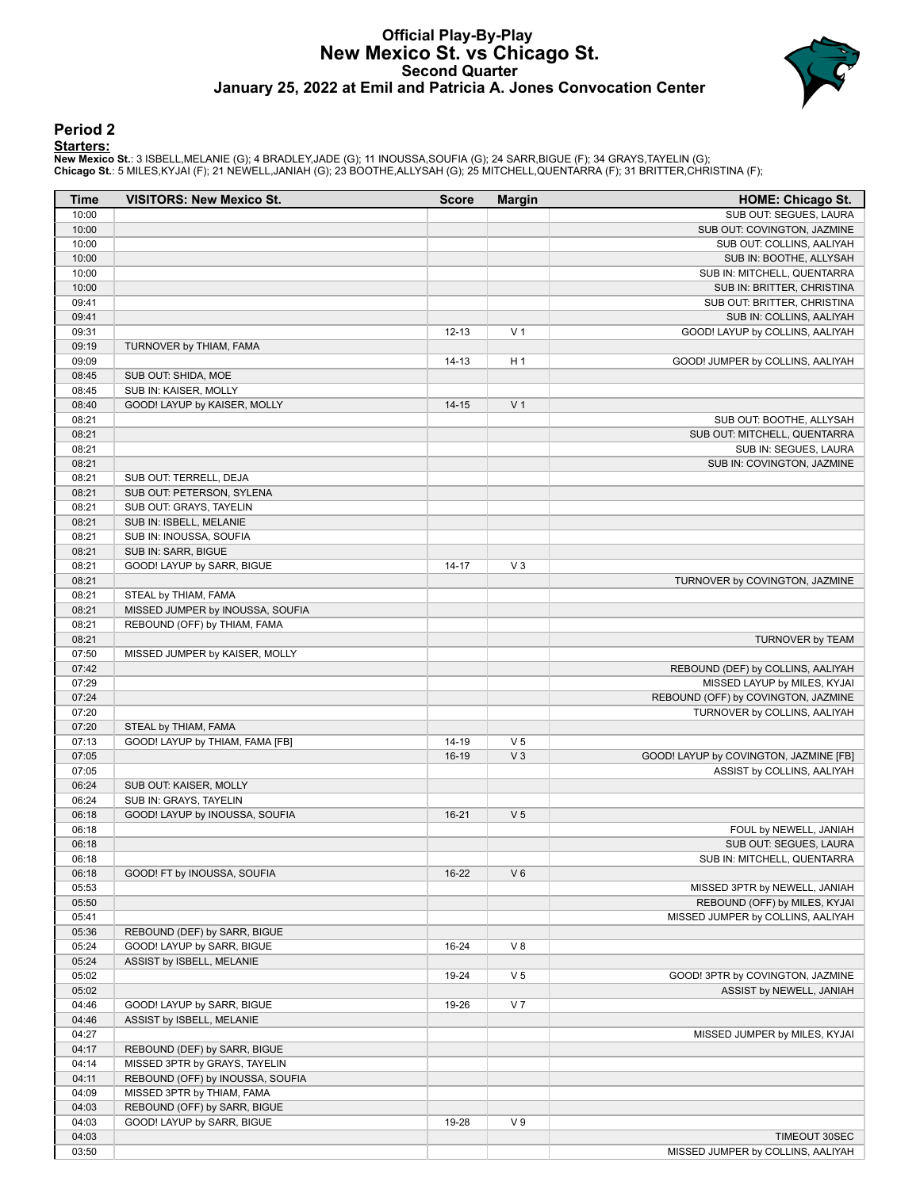# Official Play-By-Play
# New Mexico St. vs Chicago St.
## Second Quarter
### January 25, 2022 at Emil and Patricia A. Jones Convocation Center

## Period 2

**Starters:**

**New Mexico St.**: 3 ISBELL,MELANIE (G); 4 BRADLEY,JADE (G); 11 INOUSSA,SOUFIA (G); 24 SARR,BIGUE (F); 34 GRAYS,TAYELIN (G);
**Chicago St.**: 5 MILES,KYJAI (F); 21 NEWELL,JANIAH (G); 23 BOOTHE,ALLYSAH (G); 25 MITCHELL,QUENTARRA (F); 31 BRITTER,CHRISTINA (F);

| Time | VISITORS: New Mexico St. | Score | Margin | HOME: Chicago St. |
|---|---|---|---|---|
| 10:00 | | | | SUB OUT: SEGUES, LAURA |
| 10:00 | | | | SUB OUT: COVINGTON, JAZMINE |
| 10:00 | | | | SUB OUT: COLLINS, AALIYAH |
| 10:00 | | | | SUB IN: BOOTHE, ALLYSAH |
| 10:00 | | | | SUB IN: MITCHELL, QUENTARRA |
| 10:00 | | | | SUB IN: BRITTER, CHRISTINA |
| 09:41 | | | | SUB OUT: BRITTER, CHRISTINA |
| 09:41 | | | | SUB IN: COLLINS, AALIYAH |
| 09:31 | | 12-13 | V 1 | GOOD! LAYUP by COLLINS, AALIYAH |
| 09:19 | TURNOVER by THIAM, FAMA | | | |
| 09:09 | | 14-13 | H 1 | GOOD! JUMPER by COLLINS, AALIYAH |
| 08:45 | SUB OUT: SHIDA, MOE | | | |
| 08:45 | SUB IN: KAISER, MOLLY | | | |
| 08:40 | GOOD! LAYUP by KAISER, MOLLY | 14-15 | V 1 | |
| 08:21 | | | | SUB OUT: BOOTHE, ALLYSAH |
| 08:21 | | | | SUB OUT: MITCHELL, QUENTARRA |
| 08:21 | | | | SUB IN: SEGUES, LAURA |
| 08:21 | | | | SUB IN: COVINGTON, JAZMINE |
| 08:21 | SUB OUT: TERRELL, DEJA | | | |
| 08:21 | SUB OUT: PETERSON, SYLENA | | | |
| 08:21 | SUB OUT: GRAYS, TAYELIN | | | |
| 08:21 | SUB IN: ISBELL, MELANIE | | | |
| 08:21 | SUB IN: INOUSSA, SOUFIA | | | |
| 08:21 | SUB IN: SARR, BIGUE | | | |
| 08:21 | GOOD! LAYUP by SARR, BIGUE | 14-17 | V 3 | |
| 08:21 | | | | TURNOVER by COVINGTON, JAZMINE |
| 08:21 | STEAL by THIAM, FAMA | | | |
| 08:21 | MISSED JUMPER by INOUSSA, SOUFIA | | | |
| 08:21 | REBOUND (OFF) by THIAM, FAMA | | | |
| 08:21 | | | | TURNOVER by TEAM |
| 07:50 | MISSED JUMPER by KAISER, MOLLY | | | |
| 07:42 | | | | REBOUND (DEF) by COLLINS, AALIYAH |
| 07:29 | | | | MISSED LAYUP by MILES, KYJAI |
| 07:24 | | | | REBOUND (OFF) by COVINGTON, JAZMINE |
| 07:20 | | | | TURNOVER by COLLINS, AALIYAH |
| 07:20 | STEAL by THIAM, FAMA | | | |
| 07:13 | GOOD! LAYUP by THIAM, FAMA [FB] | 14-19 | V 5 | |
| 07:05 | | 16-19 | V 3 | GOOD! LAYUP by COVINGTON, JAZMINE [FB] |
| 07:05 | | | | ASSIST by COLLINS, AALIYAH |
| 06:24 | SUB OUT: KAISER, MOLLY | | | |
| 06:24 | SUB IN: GRAYS, TAYELIN | | | |
| 06:18 | GOOD! LAYUP by INOUSSA, SOUFIA | 16-21 | V 5 | |
| 06:18 | | | | FOUL by NEWELL, JANIAH |
| 06:18 | | | | SUB OUT: SEGUES, LAURA |
| 06:18 | | | | SUB IN: MITCHELL, QUENTARRA |
| 06:18 | GOOD! FT by INOUSSA, SOUFIA | 16-22 | V 6 | |
| 05:53 | | | | MISSED 3PTR by NEWELL, JANIAH |
| 05:50 | | | | REBOUND (OFF) by MILES, KYJAI |
| 05:41 | | | | MISSED JUMPER by COLLINS, AALIYAH |
| 05:36 | REBOUND (DEF) by SARR, BIGUE | | | |
| 05:24 | GOOD! LAYUP by SARR, BIGUE | 16-24 | V 8 | |
| 05:24 | ASSIST by ISBELL, MELANIE | | | |
| 05:02 | | 19-24 | V 5 | GOOD! 3PTR by COVINGTON, JAZMINE |
| 05:02 | | | | ASSIST by NEWELL, JANIAH |
| 04:46 | GOOD! LAYUP by SARR, BIGUE | 19-26 | V 7 | |
| 04:46 | ASSIST by ISBELL, MELANIE | | | |
| 04:27 | | | | MISSED JUMPER by MILES, KYJAI |
| 04:17 | REBOUND (DEF) by SARR, BIGUE | | | |
| 04:14 | MISSED 3PTR by GRAYS, TAYELIN | | | |
| 04:11 | REBOUND (OFF) by INOUSSA, SOUFIA | | | |
| 04:09 | MISSED 3PTR by THIAM, FAMA | | | |
| 04:03 | REBOUND (OFF) by SARR, BIGUE | | | |
| 04:03 | GOOD! LAYUP by SARR, BIGUE | 19-28 | V 9 | |
| 04:03 | | | | TIMEOUT 30SEC |
| 03:50 | | | | MISSED JUMPER by COLLINS, AALIYAH |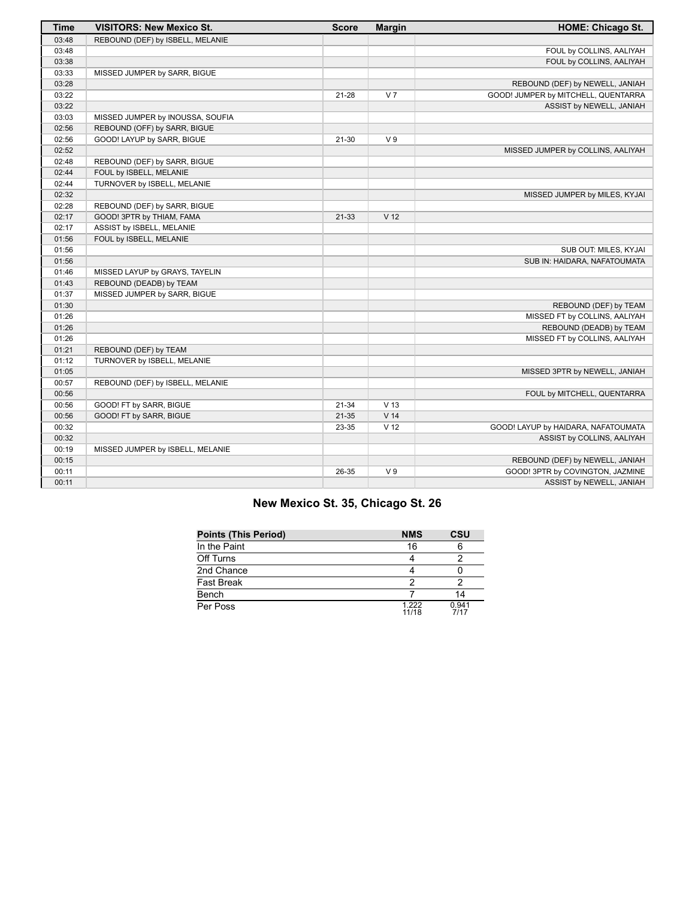| Time | VISITORS: New Mexico St. | Score | Margin | HOME: Chicago St. |
| --- | --- | --- | --- | --- |
| 03:48 | REBOUND (DEF) by ISBELL, MELANIE | | | |
| 03:48 | | | | FOUL by COLLINS, AALIYAH |
| 03:38 | | | | FOUL by COLLINS, AALIYAH |
| 03:33 | MISSED JUMPER by SARR, BIGUE | | | |
| 03:28 | | | | REBOUND (DEF) by NEWELL, JANIAH |
| 03:22 | | 21-28 | V 7 | GOOD! JUMPER by MITCHELL, QUENTARRA |
| 03:22 | | | | ASSIST by NEWELL, JANIAH |
| 03:03 | MISSED JUMPER by INOUSSA, SOUFIA | | | |
| 02:56 | REBOUND (OFF) by SARR, BIGUE | | | |
| 02:56 | GOOD! LAYUP by SARR, BIGUE | 21-30 | V 9 | |
| 02:52 | | | | MISSED JUMPER by COLLINS, AALIYAH |
| 02:48 | REBOUND (DEF) by SARR, BIGUE | | | |
| 02:44 | FOUL by ISBELL, MELANIE | | | |
| 02:44 | TURNOVER by ISBELL, MELANIE | | | |
| 02:32 | | | | MISSED JUMPER by MILES, KYJAI |
| 02:28 | REBOUND (DEF) by SARR, BIGUE | | | |
| 02:17 | GOOD! 3PTR by THIAM, FAMA | 21-33 | V 12 | |
| 02:17 | ASSIST by ISBELL, MELANIE | | | |
| 01:56 | FOUL by ISBELL, MELANIE | | | |
| 01:56 | | | | SUB OUT: MILES, KYJAI |
| 01:56 | | | | SUB IN: HAIDARA, NAFATOUMATA |
| 01:46 | MISSED LAYUP by GRAYS, TAYELIN | | | |
| 01:43 | REBOUND (DEADB) by TEAM | | | |
| 01:37 | MISSED JUMPER by SARR, BIGUE | | | |
| 01:30 | | | | REBOUND (DEF) by TEAM |
| 01:26 | | | | MISSED FT by COLLINS, AALIYAH |
| 01:26 | | | | REBOUND (DEADB) by TEAM |
| 01:26 | | | | MISSED FT by COLLINS, AALIYAH |
| 01:21 | REBOUND (DEF) by TEAM | | | |
| 01:12 | TURNOVER by ISBELL, MELANIE | | | |
| 01:05 | | | | MISSED 3PTR by NEWELL, JANIAH |
| 00:57 | REBOUND (DEF) by ISBELL, MELANIE | | | |
| 00:56 | | | | FOUL by MITCHELL, QUENTARRA |
| 00:56 | GOOD! FT by SARR, BIGUE | 21-34 | V 13 | |
| 00:56 | GOOD! FT by SARR, BIGUE | 21-35 | V 14 | |
| 00:32 | | 23-35 | V 12 | GOOD! LAYUP by HAIDARA, NAFATOUMATA |
| 00:32 | | | | ASSIST by COLLINS, AALIYAH |
| 00:19 | MISSED JUMPER by ISBELL, MELANIE | | | |
| 00:15 | | | | REBOUND (DEF) by NEWELL, JANIAH |
| 00:11 | | 26-35 | V 9 | GOOD! 3PTR by COVINGTON, JAZMINE |
| 00:11 | | | | ASSIST by NEWELL, JANIAH |

## New Mexico St. 35, Chicago St. 26

| Points (This Period) | NMS | CSU |
| --- | --- | --- |
| In the Paint | 16 | 6 |
| Off Turns | 4 | 2 |
| 2nd Chance | 4 | 0 |
| Fast Break | 2 | 2 |
| Bench | 7 | 14 |
| Per Poss | 1.222 11/18 | 0.941 7/17 |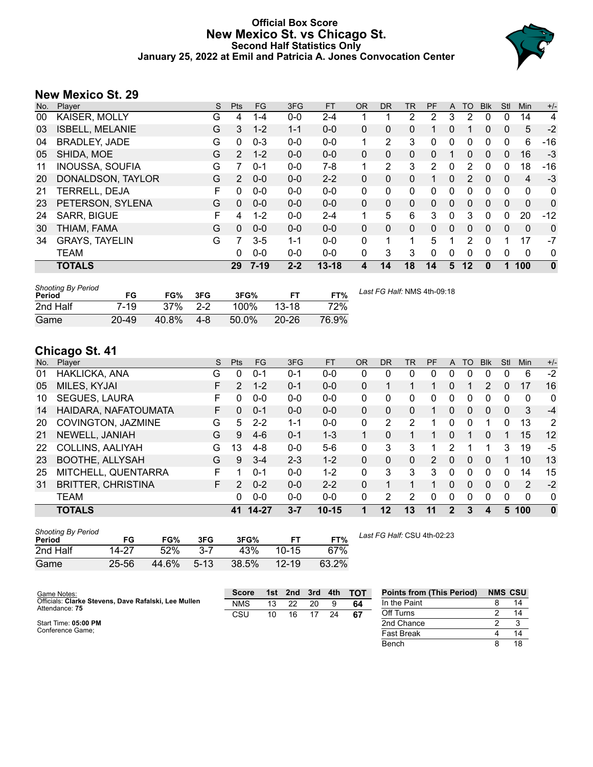# Official Box Score
## New Mexico St. vs Chicago St.
### Second Half Statistics Only
### January 25, 2022 at Emil and Patricia A. Jones Convocation Center

## New Mexico St. 29

| No. | Player | S | Pts | FG | 3FG | FT | OR | DR | TR | PF | A | TO | Blk | Stl | Min | +/- |
|---|---|---|---|---|---|---|---|---|---|---|---|---|---|---|---|---|
| 00 | KAISER, MOLLY | G | 4 | 1-4 | 0-0 | 2-4 | 1 | 1 | 2 | 2 | 3 | 2 | 0 | 0 | 14 | 4 |
| 03 | ISBELL, MELANIE | G | 3 | 1-2 | 1-1 | 0-0 | 0 | 0 | 0 | 1 | 0 | 1 | 0 | 0 | 5 | -2 |
| 04 | BRADLEY, JADE | G | 0 | 0-3 | 0-0 | 0-0 | 1 | 2 | 3 | 0 | 0 | 0 | 0 | 0 | 6 | -16 |
| 05 | SHIDA, MOE | G | 2 | 1-2 | 0-0 | 0-0 | 0 | 0 | 0 | 0 | 1 | 0 | 0 | 0 | 16 | -3 |
| 11 | INOUSSA, SOUFIA | G | 7 | 0-1 | 0-0 | 7-8 | 1 | 2 | 3 | 2 | 0 | 2 | 0 | 0 | 18 | -16 |
| 20 | DONALDSON, TAYLOR | G | 2 | 0-0 | 0-0 | 2-2 | 0 | 0 | 0 | 1 | 0 | 2 | 0 | 0 | 4 | -3 |
| 21 | TERRELL, DEJA | F | 0 | 0-0 | 0-0 | 0-0 | 0 | 0 | 0 | 0 | 0 | 0 | 0 | 0 | 0 | 0 |
| 23 | PETERSON, SYLENA | G | 0 | 0-0 | 0-0 | 0-0 | 0 | 0 | 0 | 0 | 0 | 0 | 0 | 0 | 0 | 0 |
| 24 | SARR, BIGUE | F | 4 | 1-2 | 0-0 | 2-4 | 1 | 5 | 6 | 3 | 0 | 3 | 0 | 0 | 20 | -12 |
| 30 | THIAM, FAMA | G | 0 | 0-0 | 0-0 | 0-0 | 0 | 0 | 0 | 0 | 0 | 0 | 0 | 0 | 0 | 0 |
| 34 | GRAYS, TAYELIN | G | 7 | 3-5 | 1-1 | 0-0 | 0 | 1 | 1 | 5 | 1 | 2 | 0 | 1 | 17 | -7 |
| | TEAM | | 0 | 0-0 | 0-0 | 0-0 | 0 | 3 | 3 | 0 | 0 | 0 | 0 | 0 | 0 | 0 |
| | **TOTALS** | | **29** | **7-19** | **2-2** | **13-18** | **4** | **14** | **18** | **14** | **5** | **12** | **0** | **1** | **100** | **0** |

*Shooting By Period*

| Period | FG | FG% | 3FG | 3FG% | FT | FT% |
|---|---|---|---|---|---|---|
| 2nd Half | 7-19 | 37% | 2-2 | 100% | 13-18 | 72% |
| Game | 20-49 | 40.8% | 4-8 | 50.0% | 20-26 | 76.9% |

*Last FG Half:* NMS 4th-09:18

## Chicago St. 41

| No. | Player | S | Pts | FG | 3FG | FT | OR | DR | TR | PF | A | TO | Blk | Stl | Min | +/- |
|---|---|---|---|---|---|---|---|---|---|---|---|---|---|---|---|---|
| 01 | HAKLICKA, ANA | G | 0 | 0-1 | 0-1 | 0-0 | 0 | 0 | 0 | 0 | 0 | 0 | 0 | 0 | 6 | -2 |
| 05 | MILES, KYJAI | F | 2 | 1-2 | 0-1 | 0-0 | 0 | 1 | 1 | 1 | 0 | 1 | 2 | 0 | 17 | 16 |
| 10 | SEGUES, LAURA | F | 0 | 0-0 | 0-0 | 0-0 | 0 | 0 | 0 | 0 | 0 | 0 | 0 | 0 | 0 | 0 |
| 14 | HAIDARA, NAFATOUMATA | F | 0 | 0-1 | 0-0 | 0-0 | 0 | 0 | 0 | 1 | 0 | 0 | 0 | 0 | 3 | -4 |
| 20 | COVINGTON, JAZMINE | G | 5 | 2-2 | 1-1 | 0-0 | 0 | 2 | 2 | 1 | 0 | 0 | 1 | 0 | 13 | 2 |
| 21 | NEWELL, JANIAH | G | 9 | 4-6 | 0-1 | 1-3 | 1 | 0 | 1 | 1 | 0 | 1 | 0 | 1 | 15 | 12 |
| 22 | COLLINS, AALIYAH | G | 13 | 4-8 | 0-0 | 5-6 | 0 | 3 | 3 | 1 | 2 | 1 | 1 | 3 | 19 | -5 |
| 23 | BOOTHE, ALLYSAH | G | 9 | 3-4 | 2-3 | 1-2 | 0 | 0 | 0 | 2 | 0 | 0 | 0 | 1 | 10 | 13 |
| 25 | MITCHELL, QUENTARRA | F | 1 | 0-1 | 0-0 | 1-2 | 0 | 3 | 3 | 3 | 0 | 0 | 0 | 0 | 14 | 15 |
| 31 | BRITTER, CHRISTINA | F | 2 | 0-2 | 0-0 | 2-2 | 0 | 1 | 1 | 1 | 0 | 0 | 0 | 0 | 2 | -2 |
| | TEAM | | 0 | 0-0 | 0-0 | 0-0 | 0 | 2 | 2 | 0 | 0 | 0 | 0 | 0 | 0 | 0 |
| | **TOTALS** | | **41** | **14-27** | **3-7** | **10-15** | **1** | **12** | **13** | **11** | **2** | **3** | **4** | **5** | **100** | **0** |

*Shooting By Period*

| Period | FG | FG% | 3FG | 3FG% | FT | FT% |
|---|---|---|---|---|---|---|
| 2nd Half | 14-27 | 52% | 3-7 | 43% | 10-15 | 67% |
| Game | 25-56 | 44.6% | 5-13 | 38.5% | 12-19 | 63.2% |

*Last FG Half:* CSU 4th-02:23

Game Notes:
Officials: **Clarke Stevens, Dave Rafalski, Lee Mullen**
Attendance: **75**

Start Time: **05:00 PM**
Conference Game;

| Score | 1st | 2nd | 3rd | 4th | TOT |
|---|---|---|---|---|---|
| NMS | 13 | 22 | 20 | 9 | **64** |
| CSU | 10 | 16 | 17 | 24 | **67** |

| Points from (This Period) | NMS | CSU |
|---|---|---|
| In the Paint | 8 | 14 |
| Off Turns | 2 | 14 |
| 2nd Chance | 2 | 3 |
| Fast Break | 4 | 14 |
| Bench | 8 | 18 |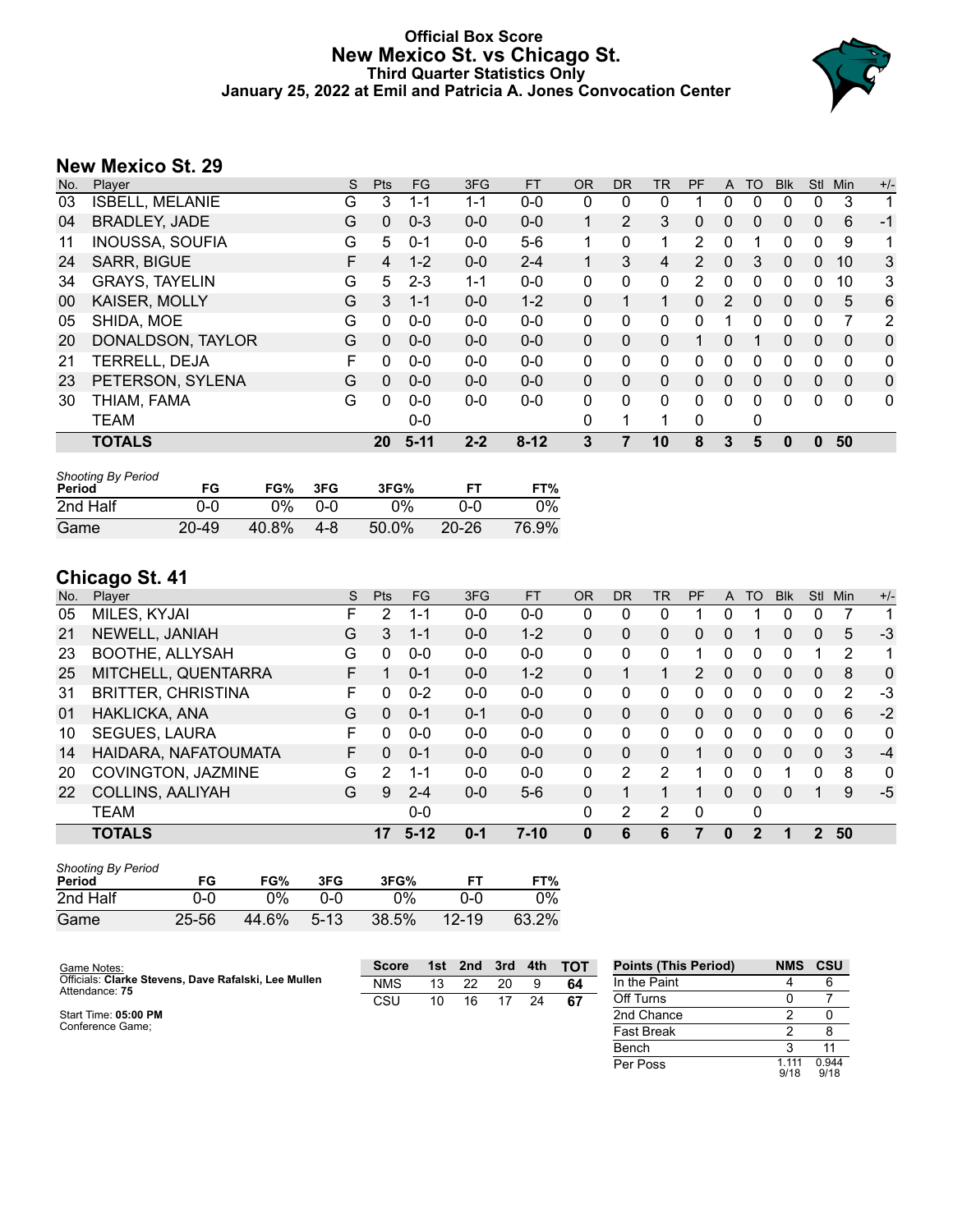# Official Box Score
# New Mexico St. vs Chicago St.
## Third Quarter Statistics Only
### January 25, 2022 at Emil and Patricia A. Jones Convocation Center

## New Mexico St. 29

| No. | Player | S | Pts | FG | 3FG | FT | OR | DR | TR | PF | A | TO | Blk | Stl | Min | +/- |
|---|---|---|---|---|---|---|---|---|---|---|---|---|---|---|---|---|
| 03 | ISBELL, MELANIE | G | 3 | 1-1 | 1-1 | 0-0 | 0 | 0 | 0 | 1 | 0 | 0 | 0 | 0 | 3 | 1 |
| 04 | BRADLEY, JADE | G | 0 | 0-3 | 0-0 | 0-0 | 1 | 2 | 3 | 0 | 0 | 0 | 0 | 0 | 6 | -1 |
| 11 | INOUSSA, SOUFIA | G | 5 | 0-1 | 0-0 | 5-6 | 1 | 0 | 1 | 2 | 0 | 1 | 0 | 0 | 9 | 1 |
| 24 | SARR, BIGUE | F | 4 | 1-2 | 0-0 | 2-4 | 1 | 3 | 4 | 2 | 0 | 3 | 0 | 0 | 10 | 3 |
| 34 | GRAYS, TAYELIN | G | 5 | 2-3 | 1-1 | 0-0 | 0 | 0 | 0 | 2 | 0 | 0 | 0 | 0 | 10 | 3 |
| 00 | KAISER, MOLLY | G | 3 | 1-1 | 0-0 | 1-2 | 0 | 1 | 1 | 0 | 2 | 0 | 0 | 0 | 5 | 6 |
| 05 | SHIDA, MOE | G | 0 | 0-0 | 0-0 | 0-0 | 0 | 0 | 0 | 0 | 1 | 0 | 0 | 0 | 7 | 2 |
| 20 | DONALDSON, TAYLOR | G | 0 | 0-0 | 0-0 | 0-0 | 0 | 0 | 0 | 1 | 0 | 1 | 0 | 0 | 0 | 0 |
| 21 | TERRELL, DEJA | F | 0 | 0-0 | 0-0 | 0-0 | 0 | 0 | 0 | 0 | 0 | 0 | 0 | 0 | 0 | 0 |
| 23 | PETERSON, SYLENA | G | 0 | 0-0 | 0-0 | 0-0 | 0 | 0 | 0 | 0 | 0 | 0 | 0 | 0 | 0 | 0 |
| 30 | THIAM, FAMA | G | 0 | 0-0 | 0-0 | 0-0 | 0 | 0 | 0 | 0 | 0 | 0 | 0 | 0 | 0 | 0 |
| | TEAM | | | 0-0 | | | 0 | 1 | 1 | 0 | | 0 | | | | |
| | **TOTALS** | | **20** | **5-11** | **2-2** | **8-12** | **3** | **7** | **10** | **8** | **3** | **5** | **0** | **0** | **50** | |

| Shooting By Period Period | FG | FG% | 3FG | 3FG% | FT | FT% |
|---|---|---|---|---|---|---|
| 2nd Half | 0-0 | 0% | 0-0 | 0% | 0-0 | 0% |
| Game | 20-49 | 40.8% | 4-8 | 50.0% | 20-26 | 76.9% |

## Chicago St. 41

| No. | Player | S | Pts | FG | 3FG | FT | OR | DR | TR | PF | A | TO | Blk | Stl | Min | +/- |
|---|---|---|---|---|---|---|---|---|---|---|---|---|---|---|---|---|
| 05 | MILES, KYJAI | F | 2 | 1-1 | 0-0 | 0-0 | 0 | 0 | 0 | 1 | 0 | 1 | 0 | 0 | 7 | 1 |
| 21 | NEWELL, JANIAH | G | 3 | 1-1 | 0-0 | 1-2 | 0 | 0 | 0 | 0 | 0 | 1 | 0 | 0 | 5 | -3 |
| 23 | BOOTHE, ALLYSAH | G | 0 | 0-0 | 0-0 | 0-0 | 0 | 0 | 0 | 1 | 0 | 0 | 0 | 1 | 2 | 1 |
| 25 | MITCHELL, QUENTARRA | F | 1 | 0-1 | 0-0 | 1-2 | 0 | 1 | 1 | 2 | 0 | 0 | 0 | 0 | 8 | 0 |
| 31 | BRITTER, CHRISTINA | F | 0 | 0-2 | 0-0 | 0-0 | 0 | 0 | 0 | 0 | 0 | 0 | 0 | 0 | 2 | -3 |
| 01 | HAKLICKA, ANA | G | 0 | 0-1 | 0-1 | 0-0 | 0 | 0 | 0 | 0 | 0 | 0 | 0 | 0 | 6 | -2 |
| 10 | SEGUES, LAURA | F | 0 | 0-0 | 0-0 | 0-0 | 0 | 0 | 0 | 0 | 0 | 0 | 0 | 0 | 0 | 0 |
| 14 | HAIDARA, NAFATOUMATA | F | 0 | 0-1 | 0-0 | 0-0 | 0 | 0 | 0 | 1 | 0 | 0 | 0 | 0 | 3 | -4 |
| 20 | COVINGTON, JAZMINE | G | 2 | 1-1 | 0-0 | 0-0 | 0 | 2 | 2 | 1 | 0 | 0 | 1 | 0 | 8 | 0 |
| 22 | COLLINS, AALIYAH | G | 9 | 2-4 | 0-0 | 5-6 | 0 | 1 | 1 | 1 | 0 | 0 | 0 | 1 | 9 | -5 |
| | TEAM | | | 0-0 | | | 0 | 2 | 2 | 0 | | 0 | | | | |
| | **TOTALS** | | **17** | **5-12** | **0-1** | **7-10** | **0** | **6** | **6** | **7** | **0** | **2** | **1** | **2** | **50** | |

| Shooting By Period Period | FG | FG% | 3FG | 3FG% | FT | FT% |
|---|---|---|---|---|---|---|
| 2nd Half | 0-0 | 0% | 0-0 | 0% | 0-0 | 0% |
| Game | 25-56 | 44.6% | 5-13 | 38.5% | 12-19 | 63.2% |

Game Notes:
Officials: **Clarke Stevens, Dave Rafalski, Lee Mullen**
Attendance: **75**

Start Time: **05:00 PM**
Conference Game;

| Score | 1st | 2nd | 3rd | 4th | TOT |
|---|---|---|---|---|---|
| NMS | 13 | 22 | 20 | 9 | **64** |
| CSU | 10 | 16 | 17 | 24 | **67** |

| Points (This Period) | NMS | CSU |
|---|---|---|
| In the Paint | 4 | 6 |
| Off Turns | 0 | 7 |
| 2nd Chance | 2 | 0 |
| Fast Break | 2 | 8 |
| Bench | 3 | 11 |
| Per Poss | 1.111 9/18 | 0.944 9/18 |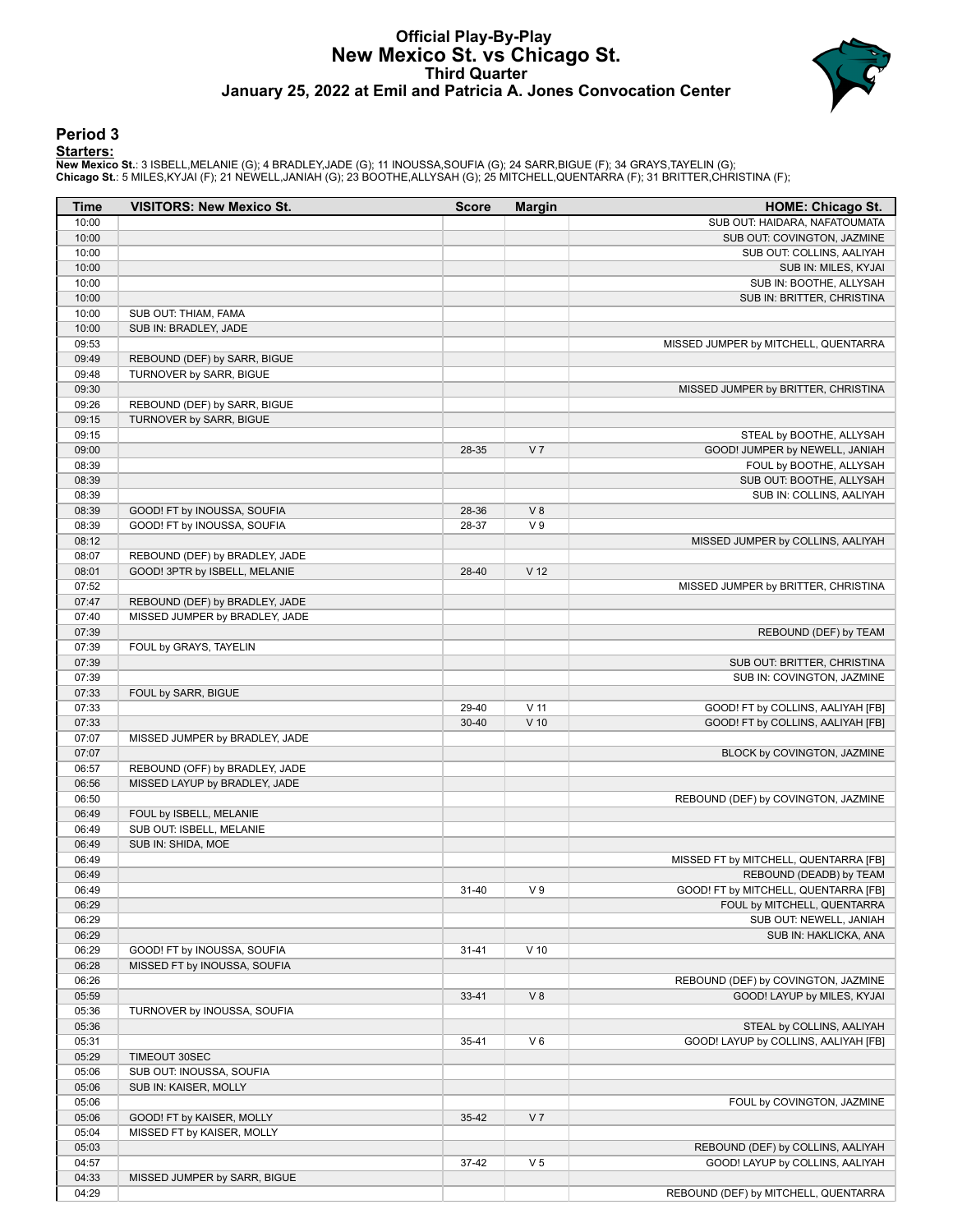# Official Play-By-Play
## New Mexico St. vs Chicago St.
### Third Quarter
### January 25, 2022 at Emil and Patricia A. Jones Convocation Center

## Period 3

**Starters:**

**New Mexico St.**: 3 ISBELL,MELANIE (G); 4 BRADLEY,JADE (G); 11 INOUSSA,SOUFIA (G); 24 SARR,BIGUE (F); 34 GRAYS,TAYELIN (G);
**Chicago St.**: 5 MILES,KYJAI (F); 21 NEWELL,JANIAH (G); 23 BOOTHE,ALLYSAH (G); 25 MITCHELL,QUENTARRA (F); 31 BRITTER,CHRISTINA (F);

| Time | VISITORS: New Mexico St. | Score | Margin | HOME: Chicago St. |
|---|---|---|---|---|
| 10:00 | | | | SUB OUT: HAIDARA, NAFATOUMATA |
| 10:00 | | | | SUB OUT: COVINGTON, JAZMINE |
| 10:00 | | | | SUB OUT: COLLINS, AALIYAH |
| 10:00 | | | | SUB IN: MILES, KYJAI |
| 10:00 | | | | SUB IN: BOOTHE, ALLYSAH |
| 10:00 | | | | SUB IN: BRITTER, CHRISTINA |
| 10:00 | SUB OUT: THIAM, FAMA | | | |
| 10:00 | SUB IN: BRADLEY, JADE | | | |
| 09:53 | | | | MISSED JUMPER by MITCHELL, QUENTARRA |
| 09:49 | REBOUND (DEF) by SARR, BIGUE | | | |
| 09:48 | TURNOVER by SARR, BIGUE | | | |
| 09:30 | | | | MISSED JUMPER by BRITTER, CHRISTINA |
| 09:26 | REBOUND (DEF) by SARR, BIGUE | | | |
| 09:15 | TURNOVER by SARR, BIGUE | | | |
| 09:15 | | | | STEAL by BOOTHE, ALLYSAH |
| 09:00 | | 28-35 | V 7 | GOOD! JUMPER by NEWELL, JANIAH |
| 08:39 | | | | FOUL by BOOTHE, ALLYSAH |
| 08:39 | | | | SUB OUT: BOOTHE, ALLYSAH |
| 08:39 | | | | SUB IN: COLLINS, AALIYAH |
| 08:39 | GOOD! FT by INOUSSA, SOUFIA | 28-36 | V 8 | |
| 08:39 | GOOD! FT by INOUSSA, SOUFIA | 28-37 | V 9 | |
| 08:12 | | | | MISSED JUMPER by COLLINS, AALIYAH |
| 08:07 | REBOUND (DEF) by BRADLEY, JADE | | | |
| 08:01 | GOOD! 3PTR by ISBELL, MELANIE | 28-40 | V 12 | |
| 07:52 | | | | MISSED JUMPER by BRITTER, CHRISTINA |
| 07:47 | REBOUND (DEF) by BRADLEY, JADE | | | |
| 07:40 | MISSED JUMPER by BRADLEY, JADE | | | |
| 07:39 | | | | REBOUND (DEF) by TEAM |
| 07:39 | FOUL by GRAYS, TAYELIN | | | |
| 07:39 | | | | SUB OUT: BRITTER, CHRISTINA |
| 07:39 | | | | SUB IN: COVINGTON, JAZMINE |
| 07:33 | FOUL by SARR, BIGUE | | | |
| 07:33 | | 29-40 | V 11 | GOOD! FT by COLLINS, AALIYAH [FB] |
| 07:33 | | 30-40 | V 10 | GOOD! FT by COLLINS, AALIYAH [FB] |
| 07:07 | MISSED JUMPER by BRADLEY, JADE | | | |
| 07:07 | | | | BLOCK by COVINGTON, JAZMINE |
| 06:57 | REBOUND (OFF) by BRADLEY, JADE | | | |
| 06:56 | MISSED LAYUP by BRADLEY, JADE | | | |
| 06:50 | | | | REBOUND (DEF) by COVINGTON, JAZMINE |
| 06:49 | FOUL by ISBELL, MELANIE | | | |
| 06:49 | SUB OUT: ISBELL, MELANIE | | | |
| 06:49 | SUB IN: SHIDA, MOE | | | |
| 06:49 | | | | MISSED FT by MITCHELL, QUENTARRA [FB] |
| 06:49 | | | | REBOUND (DEADB) by TEAM |
| 06:49 | | 31-40 | V 9 | GOOD! FT by MITCHELL, QUENTARRA [FB] |
| 06:29 | | | | FOUL by MITCHELL, QUENTARRA |
| 06:29 | | | | SUB OUT: NEWELL, JANIAH |
| 06:29 | | | | SUB IN: HAKLICKA, ANA |
| 06:29 | GOOD! FT by INOUSSA, SOUFIA | 31-41 | V 10 | |
| 06:28 | MISSED FT by INOUSSA, SOUFIA | | | |
| 06:26 | | | | REBOUND (DEF) by COVINGTON, JAZMINE |
| 05:59 | | 33-41 | V 8 | GOOD! LAYUP by MILES, KYJAI |
| 05:36 | TURNOVER by INOUSSA, SOUFIA | | | |
| 05:36 | | | | STEAL by COLLINS, AALIYAH |
| 05:31 | | 35-41 | V 6 | GOOD! LAYUP by COLLINS, AALIYAH [FB] |
| 05:29 | TIMEOUT 30SEC | | | |
| 05:06 | SUB OUT: INOUSSA, SOUFIA | | | |
| 05:06 | SUB IN: KAISER, MOLLY | | | |
| 05:06 | | | | FOUL by COVINGTON, JAZMINE |
| 05:06 | GOOD! FT by KAISER, MOLLY | 35-42 | V 7 | |
| 05:04 | MISSED FT by KAISER, MOLLY | | | |
| 05:03 | | | | REBOUND (DEF) by COLLINS, AALIYAH |
| 04:57 | | 37-42 | V 5 | GOOD! LAYUP by COLLINS, AALIYAH |
| 04:33 | MISSED JUMPER by SARR, BIGUE | | | |
| 04:29 | | | | REBOUND (DEF) by MITCHELL, QUENTARRA |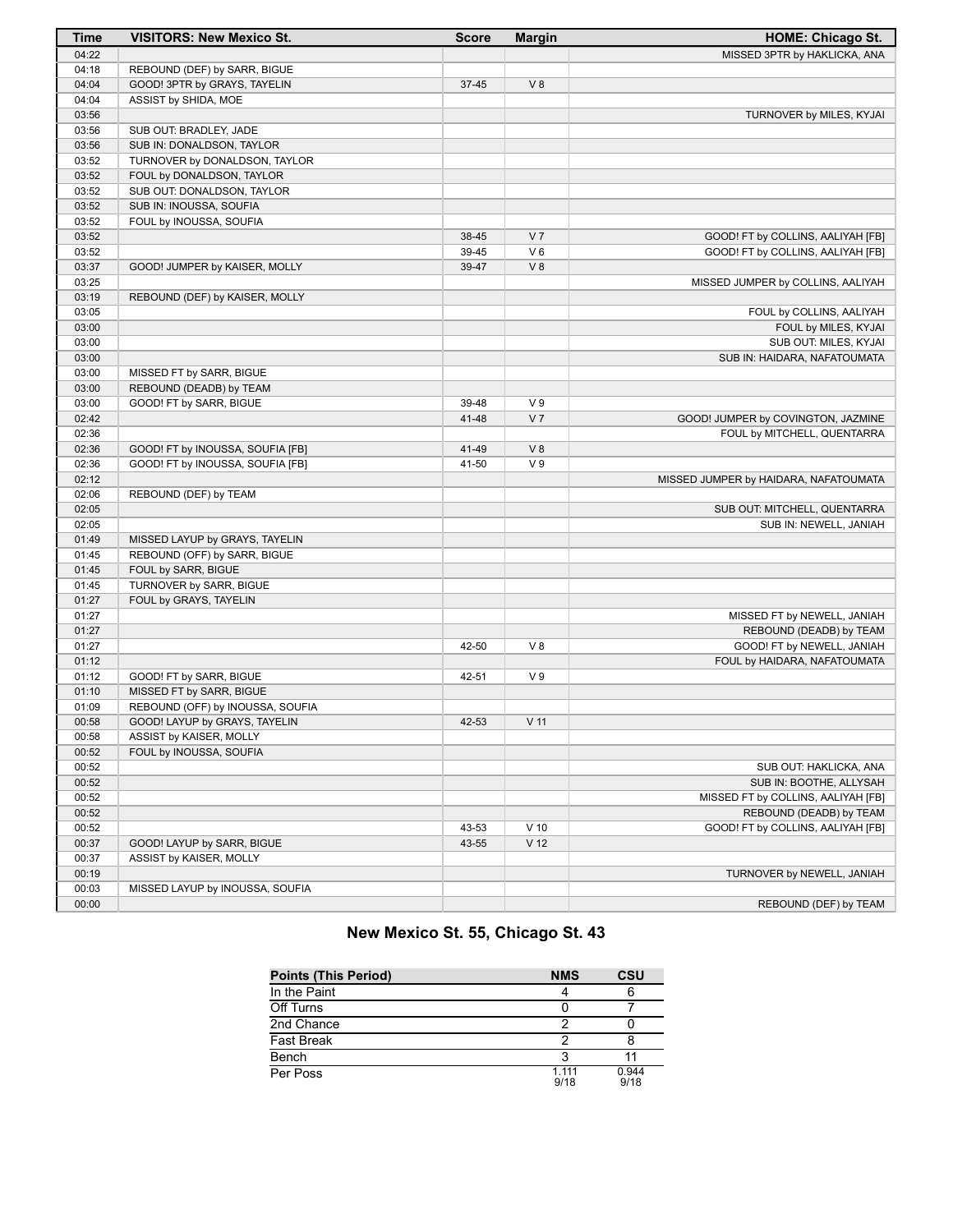| Time | VISITORS: New Mexico St. | Score | Margin | HOME: Chicago St. |
|---|---|---|---|---|
| 04:22 | | | | MISSED 3PTR by HAKLICKA, ANA |
| 04:18 | REBOUND (DEF) by SARR, BIGUE | | | |
| 04:04 | GOOD! 3PTR by GRAYS, TAYELIN | 37-45 | V 8 | |
| 04:04 | ASSIST by SHIDA, MOE | | | |
| 03:56 | | | | TURNOVER by MILES, KYJAI |
| 03:56 | SUB OUT: BRADLEY, JADE | | | |
| 03:56 | SUB IN: DONALDSON, TAYLOR | | | |
| 03:52 | TURNOVER by DONALDSON, TAYLOR | | | |
| 03:52 | FOUL by DONALDSON, TAYLOR | | | |
| 03:52 | SUB OUT: DONALDSON, TAYLOR | | | |
| 03:52 | SUB IN: INOUSSA, SOUFIA | | | |
| 03:52 | FOUL by INOUSSA, SOUFIA | | | |
| 03:52 | | 38-45 | V 7 | GOOD! FT by COLLINS, AALIYAH [FB] |
| 03:52 | | 39-45 | V 6 | GOOD! FT by COLLINS, AALIYAH [FB] |
| 03:37 | GOOD! JUMPER by KAISER, MOLLY | 39-47 | V 8 | |
| 03:25 | | | | MISSED JUMPER by COLLINS, AALIYAH |
| 03:19 | REBOUND (DEF) by KAISER, MOLLY | | | |
| 03:05 | | | | FOUL by COLLINS, AALIYAH |
| 03:00 | | | | FOUL by MILES, KYJAI |
| 03:00 | | | | SUB OUT: MILES, KYJAI |
| 03:00 | | | | SUB IN: HAIDARA, NAFATOUMATA |
| 03:00 | MISSED FT by SARR, BIGUE | | | |
| 03:00 | REBOUND (DEADB) by TEAM | | | |
| 03:00 | GOOD! FT by SARR, BIGUE | 39-48 | V 9 | |
| 02:42 | | 41-48 | V 7 | GOOD! JUMPER by COVINGTON, JAZMINE |
| 02:36 | | | | FOUL by MITCHELL, QUENTARRA |
| 02:36 | GOOD! FT by INOUSSA, SOUFIA [FB] | 41-49 | V 8 | |
| 02:36 | GOOD! FT by INOUSSA, SOUFIA [FB] | 41-50 | V 9 | |
| 02:12 | | | | MISSED JUMPER by HAIDARA, NAFATOUMATA |
| 02:06 | REBOUND (DEF) by TEAM | | | |
| 02:05 | | | | SUB OUT: MITCHELL, QUENTARRA |
| 02:05 | | | | SUB IN: NEWELL, JANIAH |
| 01:49 | MISSED LAYUP by GRAYS, TAYELIN | | | |
| 01:45 | REBOUND (OFF) by SARR, BIGUE | | | |
| 01:45 | FOUL by SARR, BIGUE | | | |
| 01:45 | TURNOVER by SARR, BIGUE | | | |
| 01:27 | FOUL by GRAYS, TAYELIN | | | |
| 01:27 | | | | MISSED FT by NEWELL, JANIAH |
| 01:27 | | | | REBOUND (DEADB) by TEAM |
| 01:27 | | 42-50 | V 8 | GOOD! FT by NEWELL, JANIAH |
| 01:12 | | | | FOUL by HAIDARA, NAFATOUMATA |
| 01:12 | GOOD! FT by SARR, BIGUE | 42-51 | V 9 | |
| 01:10 | MISSED FT by SARR, BIGUE | | | |
| 01:09 | REBOUND (OFF) by INOUSSA, SOUFIA | | | |
| 00:58 | GOOD! LAYUP by GRAYS, TAYELIN | 42-53 | V 11 | |
| 00:58 | ASSIST by KAISER, MOLLY | | | |
| 00:52 | FOUL by INOUSSA, SOUFIA | | | |
| 00:52 | | | | SUB OUT: HAKLICKA, ANA |
| 00:52 | | | | SUB IN: BOOTHE, ALLYSAH |
| 00:52 | | | | MISSED FT by COLLINS, AALIYAH [FB] |
| 00:52 | | | | REBOUND (DEADB) by TEAM |
| 00:52 | | 43-53 | V 10 | GOOD! FT by COLLINS, AALIYAH [FB] |
| 00:37 | GOOD! LAYUP by SARR, BIGUE | 43-55 | V 12 | |
| 00:37 | ASSIST by KAISER, MOLLY | | | |
| 00:19 | | | | TURNOVER by NEWELL, JANIAH |
| 00:03 | MISSED LAYUP by INOUSSA, SOUFIA | | | |
| 00:00 | | | | REBOUND (DEF) by TEAM |

## New Mexico St. 55, Chicago St. 43

| Points (This Period) | NMS | CSU |
|---|---|---|
| In the Paint | 4 | 6 |
| Off Turns | 0 | 7 |
| 2nd Chance | 2 | 0 |
| Fast Break | 2 | 8 |
| Bench | 3 | 11 |
| Per Poss | 1.111 9/18 | 0.944 9/18 |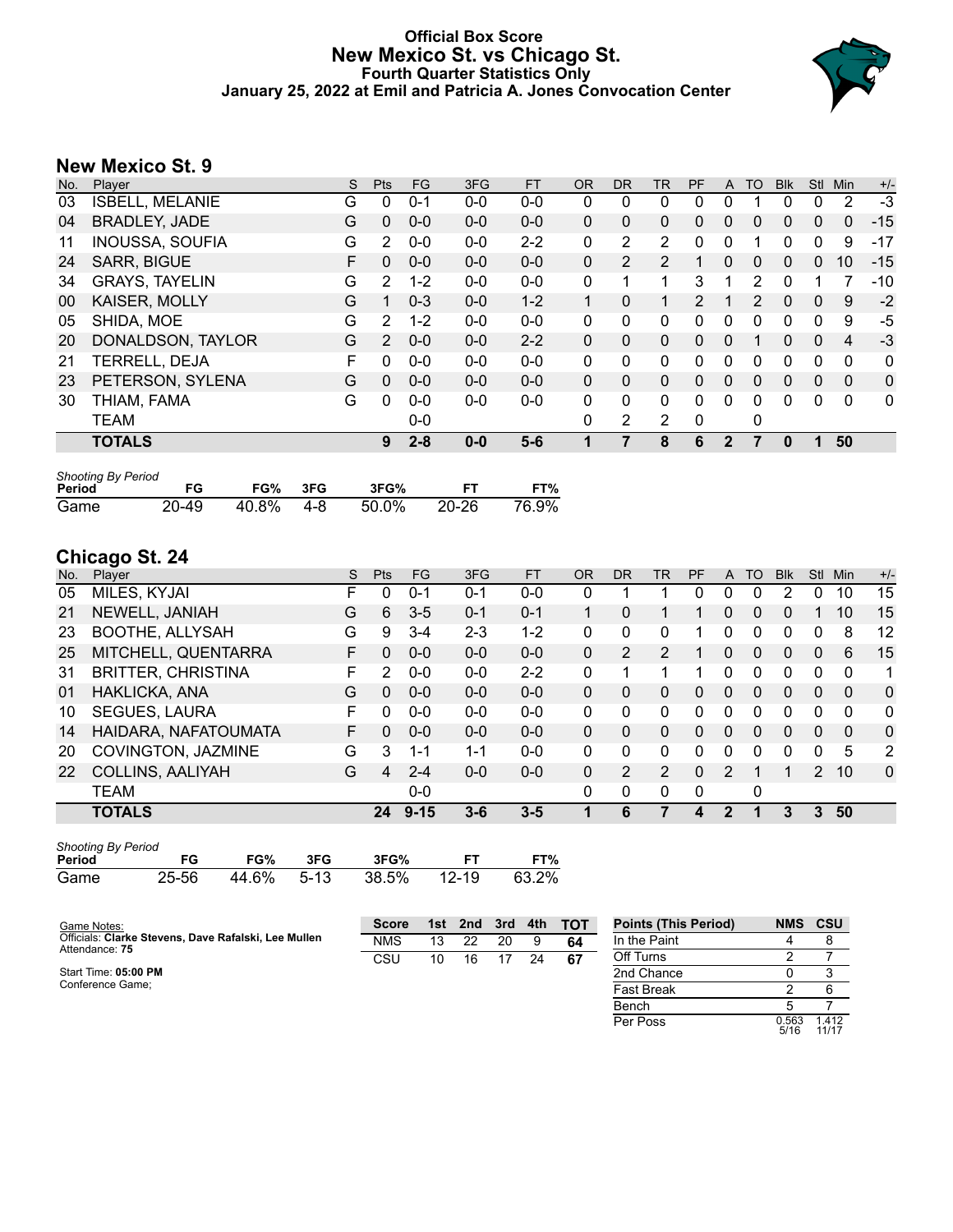# Official Box Score
## New Mexico St. vs Chicago St.
### Fourth Quarter Statistics Only
### January 25, 2022 at Emil and Patricia A. Jones Convocation Center

## New Mexico St. 9

| No. | Player | S | Pts | FG | 3FG | FT | OR | DR | TR | PF | A | TO | Blk | Stl | Min | +/- |
|---|---|---|---|---|---|---|---|---|---|---|---|---|---|---|---|---|
| 03 | ISBELL, MELANIE | G | 0 | 0-1 | 0-0 | 0-0 | 0 | 0 | 0 | 0 | 0 | 1 | 0 | 0 | 2 | -3 |
| 04 | BRADLEY, JADE | G | 0 | 0-0 | 0-0 | 0-0 | 0 | 0 | 0 | 0 | 0 | 0 | 0 | 0 | 0 | -15 |
| 11 | INOUSSA, SOUFIA | G | 2 | 0-0 | 0-0 | 2-2 | 0 | 2 | 2 | 0 | 0 | 1 | 0 | 0 | 9 | -17 |
| 24 | SARR, BIGUE | F | 0 | 0-0 | 0-0 | 0-0 | 0 | 2 | 2 | 1 | 0 | 0 | 0 | 0 | 10 | -15 |
| 34 | GRAYS, TAYELIN | G | 2 | 1-2 | 0-0 | 0-0 | 0 | 1 | 1 | 3 | 1 | 2 | 0 | 1 | 7 | -10 |
| 00 | KAISER, MOLLY | G | 1 | 0-3 | 0-0 | 1-2 | 1 | 0 | 1 | 2 | 1 | 2 | 0 | 0 | 9 | -2 |
| 05 | SHIDA, MOE | G | 2 | 1-2 | 0-0 | 0-0 | 0 | 0 | 0 | 0 | 0 | 0 | 0 | 0 | 9 | -5 |
| 20 | DONALDSON, TAYLOR | G | 2 | 0-0 | 0-0 | 2-2 | 0 | 0 | 0 | 0 | 0 | 1 | 0 | 0 | 4 | -3 |
| 21 | TERRELL, DEJA | F | 0 | 0-0 | 0-0 | 0-0 | 0 | 0 | 0 | 0 | 0 | 0 | 0 | 0 | 0 | 0 |
| 23 | PETERSON, SYLENA | G | 0 | 0-0 | 0-0 | 0-0 | 0 | 0 | 0 | 0 | 0 | 0 | 0 | 0 | 0 | 0 |
| 30 | THIAM, FAMA | G | 0 | 0-0 | 0-0 | 0-0 | 0 | 0 | 0 | 0 | 0 | 0 | 0 | 0 | 0 | 0 |
| | TEAM | | | 0-0 | | | 0 | 2 | 2 | 0 | | 0 | | | | |
| | **TOTALS** | | **9** | **2-8** | **0-0** | **5-6** | **1** | **7** | **8** | **6** | **2** | **7** | **0** | **1** | **50** | |

*Shooting By Period*

| Period | FG | FG% | 3FG | 3FG% | FT | FT% |
|---|---|---|---|---|---|---|
| Game | 20-49 | 40.8% | 4-8 | 50.0% | 20-26 | 76.9% |

## Chicago St. 24

| No. | Player | S | Pts | FG | 3FG | FT | OR | DR | TR | PF | A | TO | Blk | Stl | Min | +/- |
|---|---|---|---|---|---|---|---|---|---|---|---|---|---|---|---|---|
| 05 | MILES, KYJAI | F | 0 | 0-1 | 0-1 | 0-0 | 0 | 1 | 1 | 0 | 0 | 0 | 2 | 0 | 10 | 15 |
| 21 | NEWELL, JANIAH | G | 6 | 3-5 | 0-1 | 0-1 | 1 | 0 | 1 | 1 | 0 | 0 | 0 | 1 | 10 | 15 |
| 23 | BOOTHE, ALLYSAH | G | 9 | 3-4 | 2-3 | 1-2 | 0 | 0 | 0 | 1 | 0 | 0 | 0 | 0 | 8 | 12 |
| 25 | MITCHELL, QUENTARRA | F | 0 | 0-0 | 0-0 | 0-0 | 0 | 2 | 2 | 1 | 0 | 0 | 0 | 0 | 6 | 15 |
| 31 | BRITTER, CHRISTINA | F | 2 | 0-0 | 0-0 | 2-2 | 0 | 1 | 1 | 1 | 0 | 0 | 0 | 0 | 0 | 1 |
| 01 | HAKLICKA, ANA | G | 0 | 0-0 | 0-0 | 0-0 | 0 | 0 | 0 | 0 | 0 | 0 | 0 | 0 | 0 | 0 |
| 10 | SEGUES, LAURA | F | 0 | 0-0 | 0-0 | 0-0 | 0 | 0 | 0 | 0 | 0 | 0 | 0 | 0 | 0 | 0 |
| 14 | HAIDARA, NAFATOUMATA | F | 0 | 0-0 | 0-0 | 0-0 | 0 | 0 | 0 | 0 | 0 | 0 | 0 | 0 | 0 | 0 |
| 20 | COVINGTON, JAZMINE | G | 3 | 1-1 | 1-1 | 0-0 | 0 | 0 | 0 | 0 | 0 | 0 | 0 | 0 | 5 | 2 |
| 22 | COLLINS, AALIYAH | G | 4 | 2-4 | 0-0 | 0-0 | 0 | 2 | 2 | 0 | 2 | 1 | 1 | 2 | 10 | 0 |
| | TEAM | | | 0-0 | | | 0 | 0 | 0 | 0 | | 0 | | | | |
| | **TOTALS** | | **24** | **9-15** | **3-6** | **3-5** | **1** | **6** | **7** | **4** | **2** | **1** | **3** | **3** | **50** | |

*Shooting By Period*

| Period | FG | FG% | 3FG | 3FG% | FT | FT% |
|---|---|---|---|---|---|---|
| Game | 25-56 | 44.6% | 5-13 | 38.5% | 12-19 | 63.2% |

Game Notes:
Officials: **Clarke Stevens, Dave Rafalski, Lee Mullen**
Attendance: **75**

Start Time: **05:00 PM**
Conference Game;

| Score | 1st | 2nd | 3rd | 4th | TOT |
|---|---|---|---|---|---|
| NMS | 13 | 22 | 20 | 9 | **64** |
| CSU | 10 | 16 | 17 | 24 | **67** |

| Points (This Period) | NMS | CSU |
|---|---|---|
| In the Paint | 4 | 8 |
| Off Turns | 2 | 7 |
| 2nd Chance | 0 | 3 |
| Fast Break | 2 | 6 |
| Bench | 5 | 7 |
| Per Poss | 0.563 5/16 | 1.412 11/17 |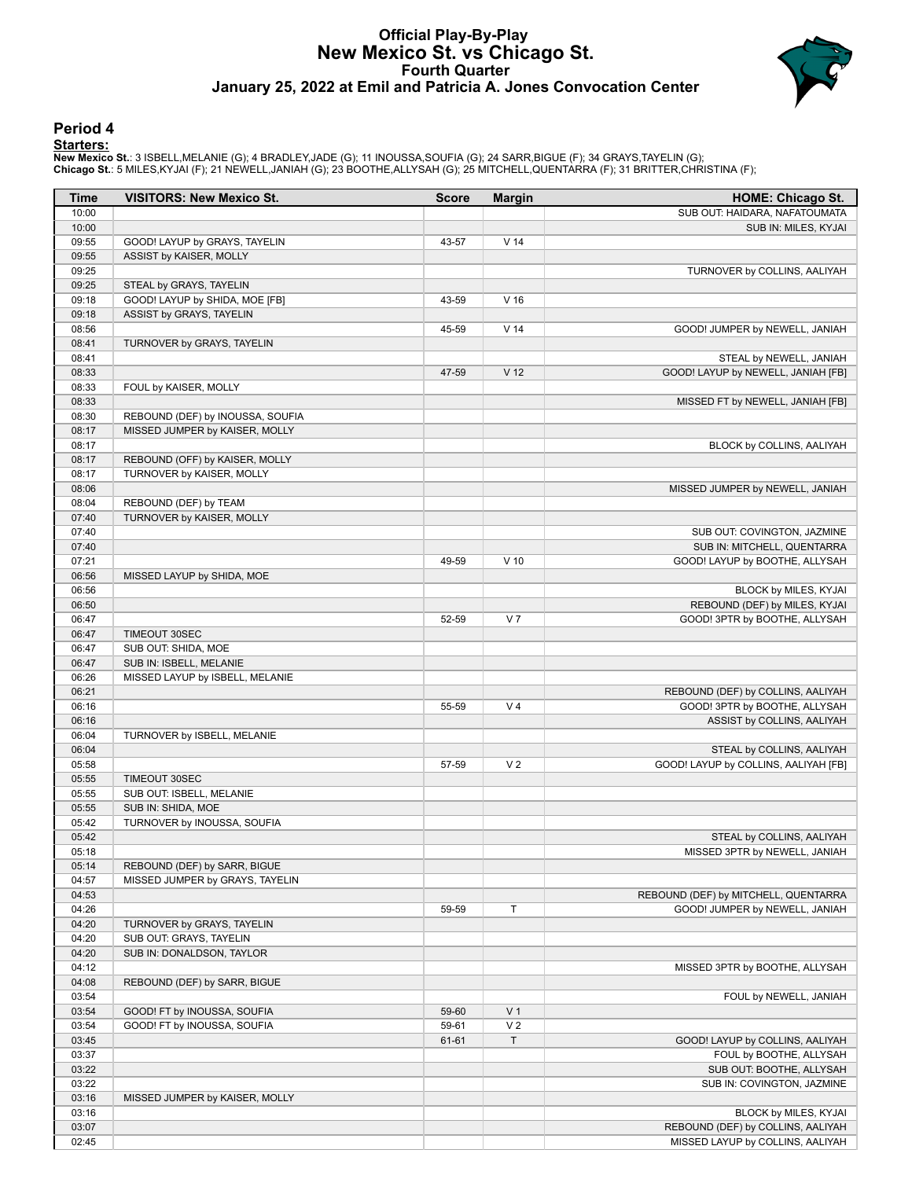# Official Play-By-Play
## New Mexico St. vs Chicago St.
### Fourth Quarter
### January 25, 2022 at Emil and Patricia A. Jones Convocation Center

## Period 4

**Starters:**

**New Mexico St.**: 3 ISBELL,MELANIE (G); 4 BRADLEY,JADE (G); 11 INOUSSA,SOUFIA (G); 24 SARR,BIGUE (F); 34 GRAYS,TAYELIN (G);
**Chicago St.**: 5 MILES,KYJAI (F); 21 NEWELL,JANIAH (G); 23 BOOTHE,ALLYSAH (G); 25 MITCHELL,QUENTARRA (F); 31 BRITTER,CHRISTINA (F);

| Time | VISITORS: New Mexico St. | Score | Margin | HOME: Chicago St. |
|---|---|---|---|---|
| 10:00 | | | | SUB OUT: HAIDARA, NAFATOUMATA |
| 10:00 | | | | SUB IN: MILES, KYJAI |
| 09:55 | GOOD! LAYUP by GRAYS, TAYELIN | 43-57 | V 14 | |
| 09:55 | ASSIST by KAISER, MOLLY | | | |
| 09:25 | | | | TURNOVER by COLLINS, AALIYAH |
| 09:25 | STEAL by GRAYS, TAYELIN | | | |
| 09:18 | GOOD! LAYUP by SHIDA, MOE [FB] | 43-59 | V 16 | |
| 09:18 | ASSIST by GRAYS, TAYELIN | | | |
| 08:56 | | 45-59 | V 14 | GOOD! JUMPER by NEWELL, JANIAH |
| 08:41 | TURNOVER by GRAYS, TAYELIN | | | |
| 08:41 | | | | STEAL by NEWELL, JANIAH |
| 08:33 | | 47-59 | V 12 | GOOD! LAYUP by NEWELL, JANIAH [FB] |
| 08:33 | FOUL by KAISER, MOLLY | | | |
| 08:33 | | | | MISSED FT by NEWELL, JANIAH [FB] |
| 08:30 | REBOUND (DEF) by INOUSSA, SOUFIA | | | |
| 08:17 | MISSED JUMPER by KAISER, MOLLY | | | |
| 08:17 | | | | BLOCK by COLLINS, AALIYAH |
| 08:17 | REBOUND (OFF) by KAISER, MOLLY | | | |
| 08:17 | TURNOVER by KAISER, MOLLY | | | |
| 08:06 | | | | MISSED JUMPER by NEWELL, JANIAH |
| 08:04 | REBOUND (DEF) by TEAM | | | |
| 07:40 | TURNOVER by KAISER, MOLLY | | | |
| 07:40 | | | | SUB OUT: COVINGTON, JAZMINE |
| 07:40 | | | | SUB IN: MITCHELL, QUENTARRA |
| 07:21 | | 49-59 | V 10 | GOOD! LAYUP by BOOTHE, ALLYSAH |
| 06:56 | MISSED LAYUP by SHIDA, MOE | | | |
| 06:56 | | | | BLOCK by MILES, KYJAI |
| 06:50 | | | | REBOUND (DEF) by MILES, KYJAI |
| 06:47 | | 52-59 | V 7 | GOOD! 3PTR by BOOTHE, ALLYSAH |
| 06:47 | TIMEOUT 30SEC | | | |
| 06:47 | SUB OUT: SHIDA, MOE | | | |
| 06:47 | SUB IN: ISBELL, MELANIE | | | |
| 06:26 | MISSED LAYUP by ISBELL, MELANIE | | | |
| 06:21 | | | | REBOUND (DEF) by COLLINS, AALIYAH |
| 06:16 | | 55-59 | V 4 | GOOD! 3PTR by BOOTHE, ALLYSAH |
| 06:16 | | | | ASSIST by COLLINS, AALIYAH |
| 06:04 | TURNOVER by ISBELL, MELANIE | | | |
| 06:04 | | | | STEAL by COLLINS, AALIYAH |
| 05:58 | | 57-59 | V 2 | GOOD! LAYUP by COLLINS, AALIYAH [FB] |
| 05:55 | TIMEOUT 30SEC | | | |
| 05:55 | SUB OUT: ISBELL, MELANIE | | | |
| 05:55 | SUB IN: SHIDA, MOE | | | |
| 05:42 | TURNOVER by INOUSSA, SOUFIA | | | |
| 05:42 | | | | STEAL by COLLINS, AALIYAH |
| 05:18 | | | | MISSED 3PTR by NEWELL, JANIAH |
| 05:14 | REBOUND (DEF) by SARR, BIGUE | | | |
| 04:57 | MISSED JUMPER by GRAYS, TAYELIN | | | |
| 04:53 | | | | REBOUND (DEF) by MITCHELL, QUENTARRA |
| 04:26 | | 59-59 | T | GOOD! JUMPER by NEWELL, JANIAH |
| 04:20 | TURNOVER by GRAYS, TAYELIN | | | |
| 04:20 | SUB OUT: GRAYS, TAYELIN | | | |
| 04:20 | SUB IN: DONALDSON, TAYLOR | | | |
| 04:12 | | | | MISSED 3PTR by BOOTHE, ALLYSAH |
| 04:08 | REBOUND (DEF) by SARR, BIGUE | | | |
| 03:54 | | | | FOUL by NEWELL, JANIAH |
| 03:54 | GOOD! FT by INOUSSA, SOUFIA | 59-60 | V 1 | |
| 03:54 | GOOD! FT by INOUSSA, SOUFIA | 59-61 | V 2 | |
| 03:45 | | 61-61 | T | GOOD! LAYUP by COLLINS, AALIYAH |
| 03:37 | | | | FOUL by BOOTHE, ALLYSAH |
| 03:22 | | | | SUB OUT: BOOTHE, ALLYSAH |
| 03:22 | | | | SUB IN: COVINGTON, JAZMINE |
| 03:16 | MISSED JUMPER by KAISER, MOLLY | | | |
| 03:16 | | | | BLOCK by MILES, KYJAI |
| 03:07 | | | | REBOUND (DEF) by COLLINS, AALIYAH |
| 02:45 | | | | MISSED LAYUP by COLLINS, AALIYAH |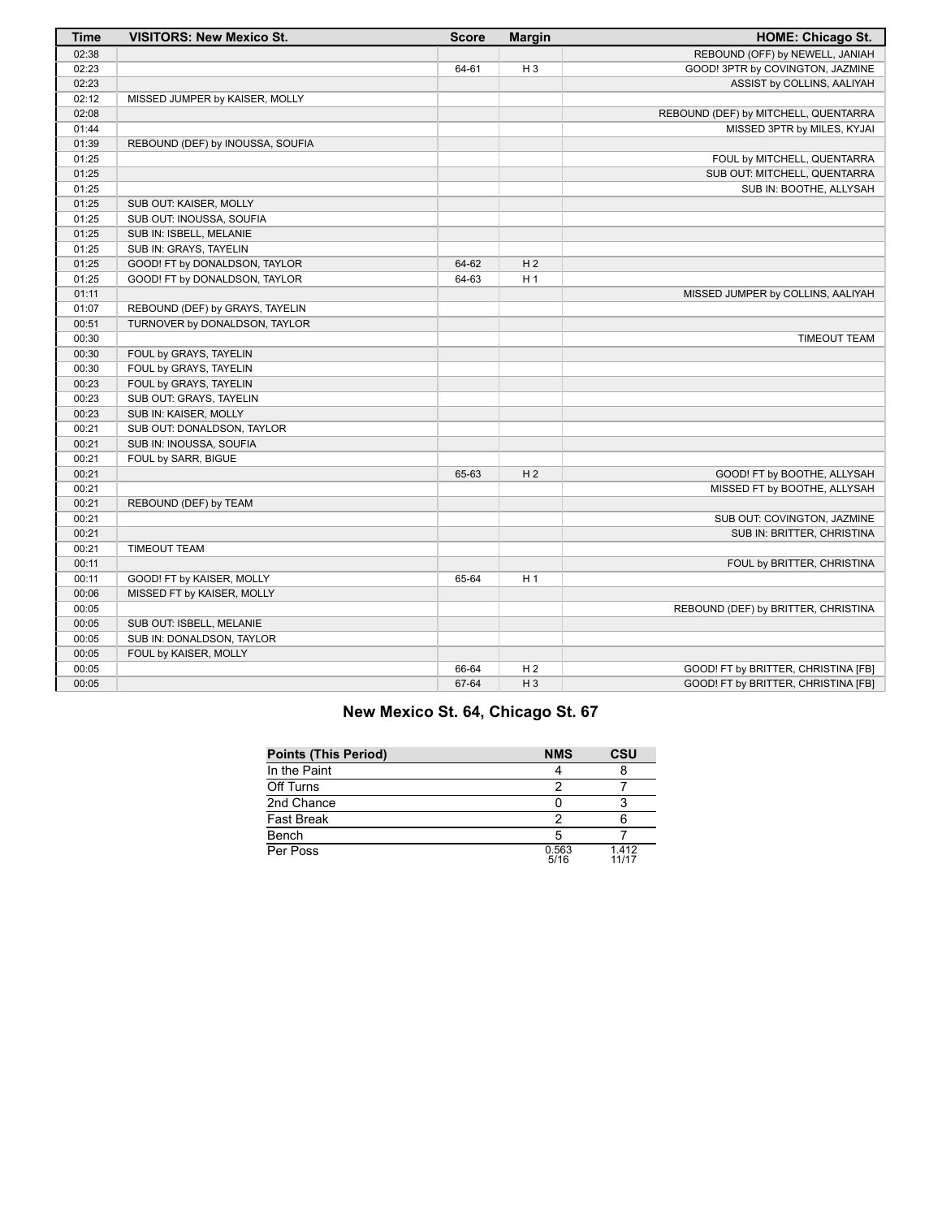| Time | VISITORS: New Mexico St. | Score | Margin | HOME: Chicago St. |
|---|---|---|---|---|
| 02:38 | | | | REBOUND (OFF) by NEWELL, JANIAH |
| 02:23 | | 64-61 | H 3 | GOOD! 3PTR by COVINGTON, JAZMINE |
| 02:23 | | | | ASSIST by COLLINS, AALIYAH |
| 02:12 | MISSED JUMPER by KAISER, MOLLY | | | |
| 02:08 | | | | REBOUND (DEF) by MITCHELL, QUENTARRA |
| 01:44 | | | | MISSED 3PTR by MILES, KYJAI |
| 01:39 | REBOUND (DEF) by INOUSSA, SOUFIA | | | |
| 01:25 | | | | FOUL by MITCHELL, QUENTARRA |
| 01:25 | | | | SUB OUT: MITCHELL, QUENTARRA |
| 01:25 | | | | SUB IN: BOOTHE, ALLYSAH |
| 01:25 | SUB OUT: KAISER, MOLLY | | | |
| 01:25 | SUB OUT: INOUSSA, SOUFIA | | | |
| 01:25 | SUB IN: ISBELL, MELANIE | | | |
| 01:25 | SUB IN: GRAYS, TAYELIN | | | |
| 01:25 | GOOD! FT by DONALDSON, TAYLOR | 64-62 | H 2 | |
| 01:25 | GOOD! FT by DONALDSON, TAYLOR | 64-63 | H 1 | |
| 01:11 | | | | MISSED JUMPER by COLLINS, AALIYAH |
| 01:07 | REBOUND (DEF) by GRAYS, TAYELIN | | | |
| 00:51 | TURNOVER by DONALDSON, TAYLOR | | | |
| 00:30 | | | | TIMEOUT TEAM |
| 00:30 | FOUL by GRAYS, TAYELIN | | | |
| 00:30 | FOUL by GRAYS, TAYELIN | | | |
| 00:23 | FOUL by GRAYS, TAYELIN | | | |
| 00:23 | SUB OUT: GRAYS, TAYELIN | | | |
| 00:23 | SUB IN: KAISER, MOLLY | | | |
| 00:21 | SUB OUT: DONALDSON, TAYLOR | | | |
| 00:21 | SUB IN: INOUSSA, SOUFIA | | | |
| 00:21 | FOUL by SARR, BIGUE | | | |
| 00:21 | | 65-63 | H 2 | GOOD! FT by BOOTHE, ALLYSAH |
| 00:21 | | | | MISSED FT by BOOTHE, ALLYSAH |
| 00:21 | REBOUND (DEF) by TEAM | | | |
| 00:21 | | | | SUB OUT: COVINGTON, JAZMINE |
| 00:21 | | | | SUB IN: BRITTER, CHRISTINA |
| 00:21 | TIMEOUT TEAM | | | |
| 00:11 | | | | FOUL by BRITTER, CHRISTINA |
| 00:11 | GOOD! FT by KAISER, MOLLY | 65-64 | H 1 | |
| 00:06 | MISSED FT by KAISER, MOLLY | | | |
| 00:05 | | | | REBOUND (DEF) by BRITTER, CHRISTINA |
| 00:05 | SUB OUT: ISBELL, MELANIE | | | |
| 00:05 | SUB IN: DONALDSON, TAYLOR | | | |
| 00:05 | FOUL by KAISER, MOLLY | | | |
| 00:05 | | 66-64 | H 2 | GOOD! FT by BRITTER, CHRISTINA [FB] |
| 00:05 | | 67-64 | H 3 | GOOD! FT by BRITTER, CHRISTINA [FB] |

## New Mexico St. 64, Chicago St. 67

| Points (This Period) | NMS | CSU |
|---|---|---|
| In the Paint | 4 | 8 |
| Off Turns | 2 | 7 |
| 2nd Chance | 0 | 3 |
| Fast Break | 2 | 6 |
| Bench | 5 | 7 |
| Per Poss | 0.563 5/16 | 1.412 11/17 |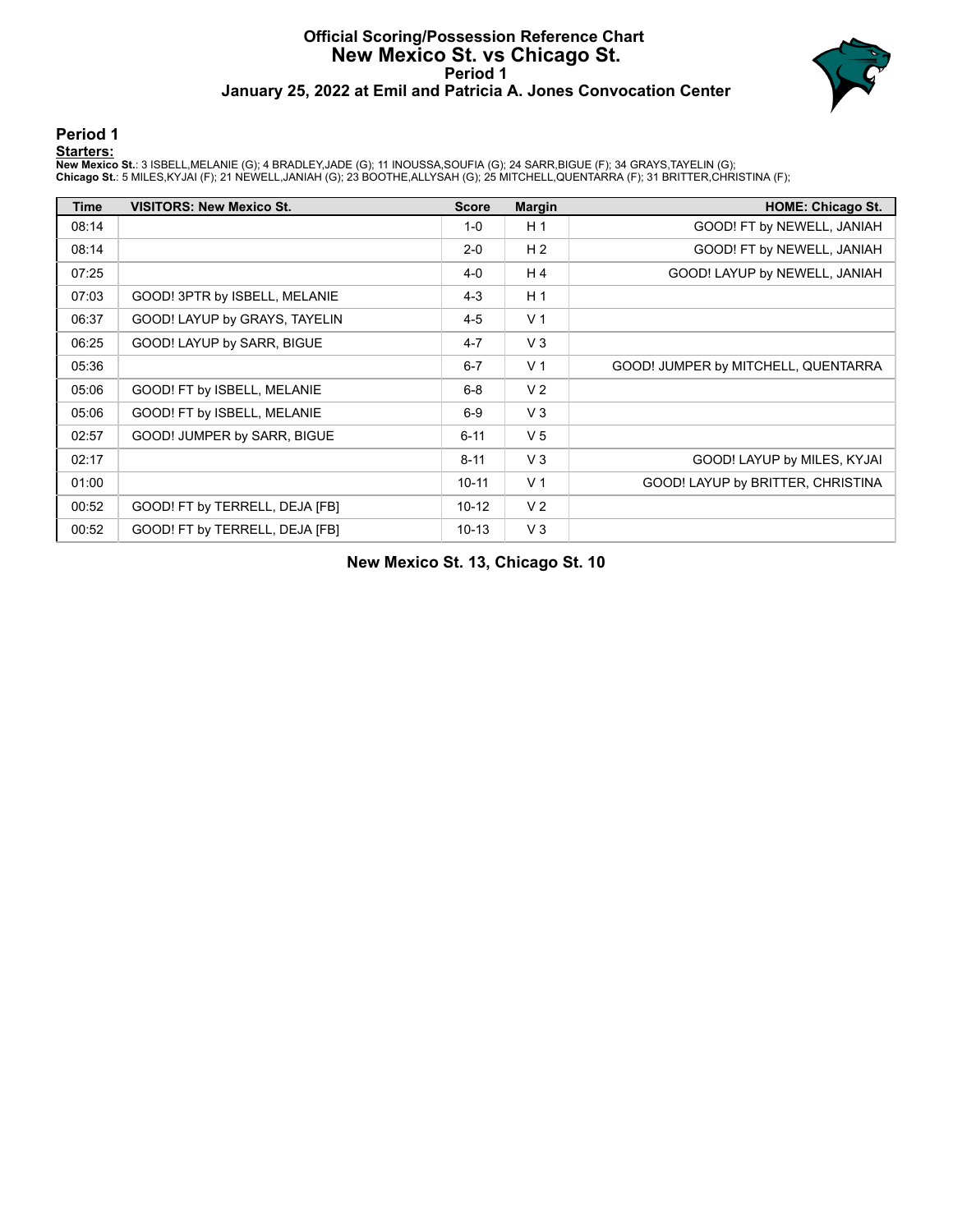# Official Scoring/Possession Reference Chart
# New Mexico St. vs Chicago St.
## Period 1
## January 25, 2022 at Emil and Patricia A. Jones Convocation Center

### Period 1

**Starters:**

**New Mexico St.**: 3 ISBELL,MELANIE (G); 4 BRADLEY,JADE (G); 11 INOUSSA,SOUFIA (G); 24 SARR,BIGUE (F); 34 GRAYS,TAYELIN (G);
**Chicago St.**: 5 MILES,KYJAI (F); 21 NEWELL,JANIAH (G); 23 BOOTHE,ALLYSAH (G); 25 MITCHELL,QUENTARRA (F); 31 BRITTER,CHRISTINA (F);

| Time | VISITORS: New Mexico St. | Score | Margin | HOME: Chicago St. |
|---|---|---|---|---|
| 08:14 | | 1-0 | H 1 | GOOD! FT by NEWELL, JANIAH |
| 08:14 | | 2-0 | H 2 | GOOD! FT by NEWELL, JANIAH |
| 07:25 | | 4-0 | H 4 | GOOD! LAYUP by NEWELL, JANIAH |
| 07:03 | GOOD! 3PTR by ISBELL, MELANIE | 4-3 | H 1 | |
| 06:37 | GOOD! LAYUP by GRAYS, TAYELIN | 4-5 | V 1 | |
| 06:25 | GOOD! LAYUP by SARR, BIGUE | 4-7 | V 3 | |
| 05:36 | | 6-7 | V 1 | GOOD! JUMPER by MITCHELL, QUENTARRA |
| 05:06 | GOOD! FT by ISBELL, MELANIE | 6-8 | V 2 | |
| 05:06 | GOOD! FT by ISBELL, MELANIE | 6-9 | V 3 | |
| 02:57 | GOOD! JUMPER by SARR, BIGUE | 6-11 | V 5 | |
| 02:17 | | 8-11 | V 3 | GOOD! LAYUP by MILES, KYJAI |
| 01:00 | | 10-11 | V 1 | GOOD! LAYUP by BRITTER, CHRISTINA |
| 00:52 | GOOD! FT by TERRELL, DEJA [FB] | 10-12 | V 2 | |
| 00:52 | GOOD! FT by TERRELL, DEJA [FB] | 10-13 | V 3 | |

**New Mexico St. 13, Chicago St. 10**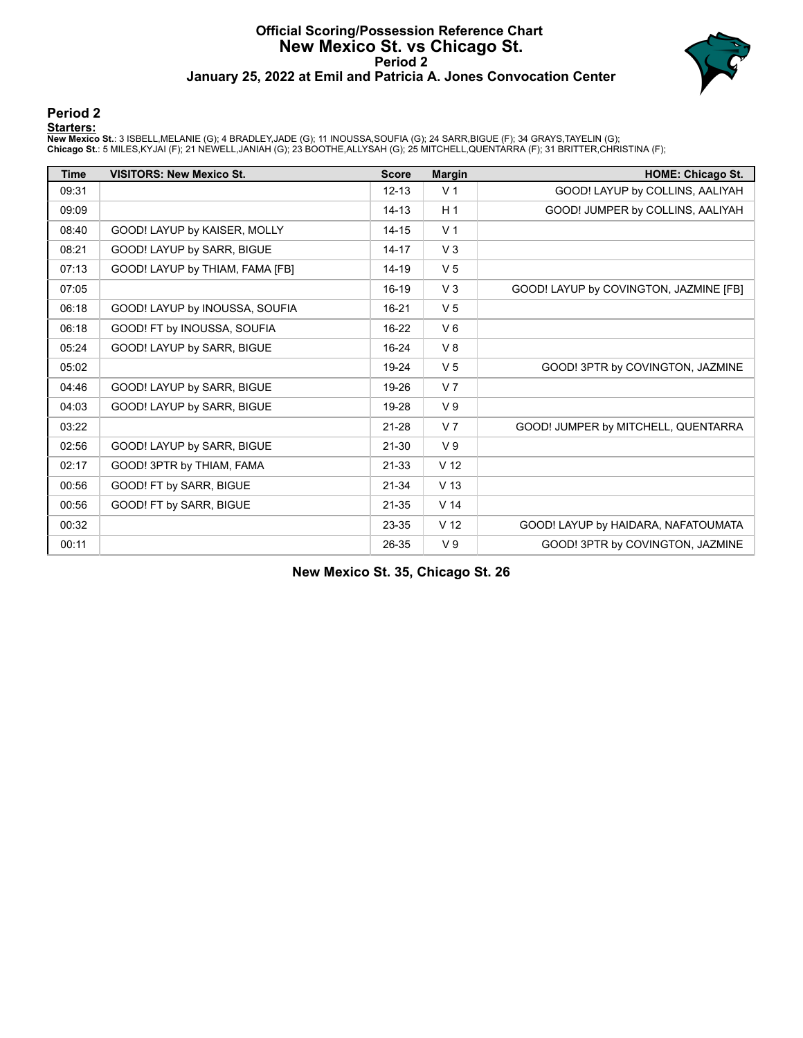# Official Scoring/Possession Reference Chart
## New Mexico St. vs Chicago St.
### Period 2
### January 25, 2022 at Emil and Patricia A. Jones Convocation Center

## Period 2

**Starters:**

**New Mexico St.**: 3 ISBELL,MELANIE (G); 4 BRADLEY,JADE (G); 11 INOUSSA,SOUFIA (G); 24 SARR,BIGUE (F); 34 GRAYS,TAYELIN (G);
**Chicago St.**: 5 MILES,KYJAI (F); 21 NEWELL,JANIAH (G); 23 BOOTHE,ALLYSAH (G); 25 MITCHELL,QUENTARRA (F); 31 BRITTER,CHRISTINA (F);

| Time | VISITORS: New Mexico St. | Score | Margin | HOME: Chicago St. |
|---|---|---|---|---|
| 09:31 | | 12-13 | V 1 | GOOD! LAYUP by COLLINS, AALIYAH |
| 09:09 | | 14-13 | H 1 | GOOD! JUMPER by COLLINS, AALIYAH |
| 08:40 | GOOD! LAYUP by KAISER, MOLLY | 14-15 | V 1 | |
| 08:21 | GOOD! LAYUP by SARR, BIGUE | 14-17 | V 3 | |
| 07:13 | GOOD! LAYUP by THIAM, FAMA [FB] | 14-19 | V 5 | |
| 07:05 | | 16-19 | V 3 | GOOD! LAYUP by COVINGTON, JAZMINE [FB] |
| 06:18 | GOOD! LAYUP by INOUSSA, SOUFIA | 16-21 | V 5 | |
| 06:18 | GOOD! FT by INOUSSA, SOUFIA | 16-22 | V 6 | |
| 05:24 | GOOD! LAYUP by SARR, BIGUE | 16-24 | V 8 | |
| 05:02 | | 19-24 | V 5 | GOOD! 3PTR by COVINGTON, JAZMINE |
| 04:46 | GOOD! LAYUP by SARR, BIGUE | 19-26 | V 7 | |
| 04:03 | GOOD! LAYUP by SARR, BIGUE | 19-28 | V 9 | |
| 03:22 | | 21-28 | V 7 | GOOD! JUMPER by MITCHELL, QUENTARRA |
| 02:56 | GOOD! LAYUP by SARR, BIGUE | 21-30 | V 9 | |
| 02:17 | GOOD! 3PTR by THIAM, FAMA | 21-33 | V 12 | |
| 00:56 | GOOD! FT by SARR, BIGUE | 21-34 | V 13 | |
| 00:56 | GOOD! FT by SARR, BIGUE | 21-35 | V 14 | |
| 00:32 | | 23-35 | V 12 | GOOD! LAYUP by HAIDARA, NAFATOUMATA |
| 00:11 | | 26-35 | V 9 | GOOD! 3PTR by COVINGTON, JAZMINE |

**New Mexico St. 35, Chicago St. 26**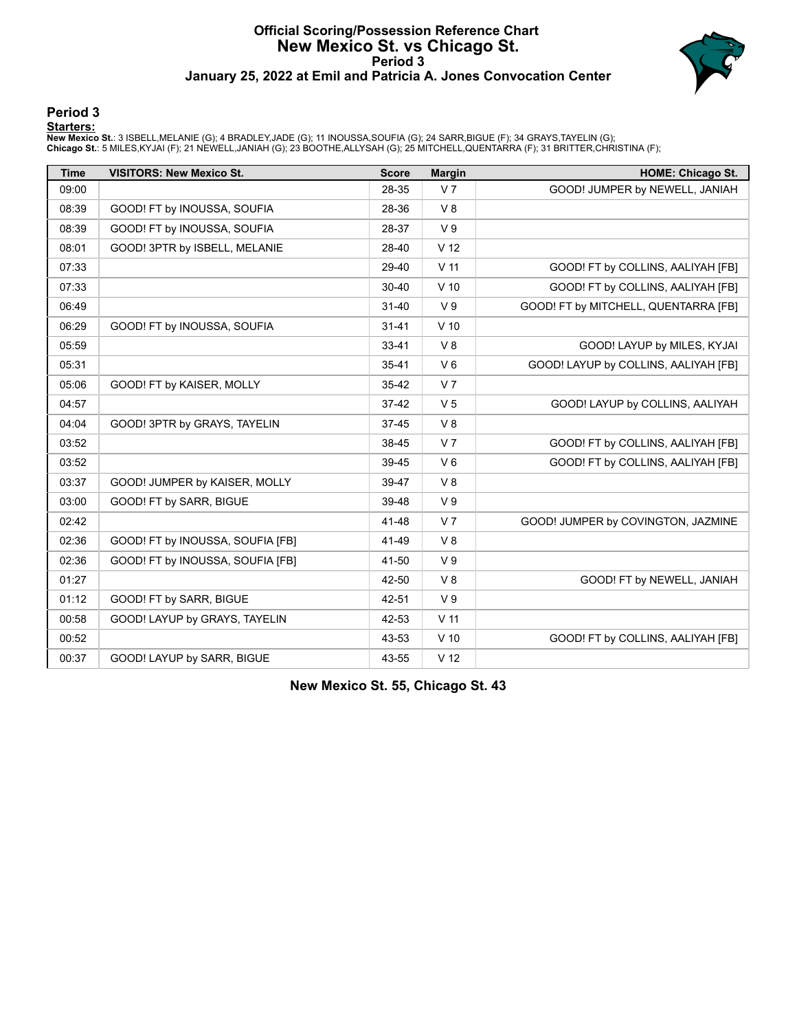# Official Scoring/Possession Reference Chart
## New Mexico St. vs Chicago St.
### Period 3
### January 25, 2022 at Emil and Patricia A. Jones Convocation Center

## Period 3

**Starters:**

**New Mexico St.**: 3 ISBELL,MELANIE (G); 4 BRADLEY,JADE (G); 11 INOUSSA,SOUFIA (G); 24 SARR,BIGUE (F); 34 GRAYS,TAYELIN (G);
**Chicago St.**: 5 MILES,KYJAI (F); 21 NEWELL,JANIAH (G); 23 BOOTHE,ALLYSAH (G); 25 MITCHELL,QUENTARRA (F); 31 BRITTER,CHRISTINA (F);

| Time | VISITORS: New Mexico St. | Score | Margin | HOME: Chicago St. |
|---|---|---|---|---|
| 09:00 | | 28-35 | V 7 | GOOD! JUMPER by NEWELL, JANIAH |
| 08:39 | GOOD! FT by INOUSSA, SOUFIA | 28-36 | V 8 | |
| 08:39 | GOOD! FT by INOUSSA, SOUFIA | 28-37 | V 9 | |
| 08:01 | GOOD! 3PTR by ISBELL, MELANIE | 28-40 | V 12 | |
| 07:33 | | 29-40 | V 11 | GOOD! FT by COLLINS, AALIYAH [FB] |
| 07:33 | | 30-40 | V 10 | GOOD! FT by COLLINS, AALIYAH [FB] |
| 06:49 | | 31-40 | V 9 | GOOD! FT by MITCHELL, QUENTARRA [FB] |
| 06:29 | GOOD! FT by INOUSSA, SOUFIA | 31-41 | V 10 | |
| 05:59 | | 33-41 | V 8 | GOOD! LAYUP by MILES, KYJAI |
| 05:31 | | 35-41 | V 6 | GOOD! LAYUP by COLLINS, AALIYAH [FB] |
| 05:06 | GOOD! FT by KAISER, MOLLY | 35-42 | V 7 | |
| 04:57 | | 37-42 | V 5 | GOOD! LAYUP by COLLINS, AALIYAH |
| 04:04 | GOOD! 3PTR by GRAYS, TAYELIN | 37-45 | V 8 | |
| 03:52 | | 38-45 | V 7 | GOOD! FT by COLLINS, AALIYAH [FB] |
| 03:52 | | 39-45 | V 6 | GOOD! FT by COLLINS, AALIYAH [FB] |
| 03:37 | GOOD! JUMPER by KAISER, MOLLY | 39-47 | V 8 | |
| 03:00 | GOOD! FT by SARR, BIGUE | 39-48 | V 9 | |
| 02:42 | | 41-48 | V 7 | GOOD! JUMPER by COVINGTON, JAZMINE |
| 02:36 | GOOD! FT by INOUSSA, SOUFIA [FB] | 41-49 | V 8 | |
| 02:36 | GOOD! FT by INOUSSA, SOUFIA [FB] | 41-50 | V 9 | |
| 01:27 | | 42-50 | V 8 | GOOD! FT by NEWELL, JANIAH |
| 01:12 | GOOD! FT by SARR, BIGUE | 42-51 | V 9 | |
| 00:58 | GOOD! LAYUP by GRAYS, TAYELIN | 42-53 | V 11 | |
| 00:52 | | 43-53 | V 10 | GOOD! FT by COLLINS, AALIYAH [FB] |
| 00:37 | GOOD! LAYUP by SARR, BIGUE | 43-55 | V 12 | |

**New Mexico St. 55, Chicago St. 43**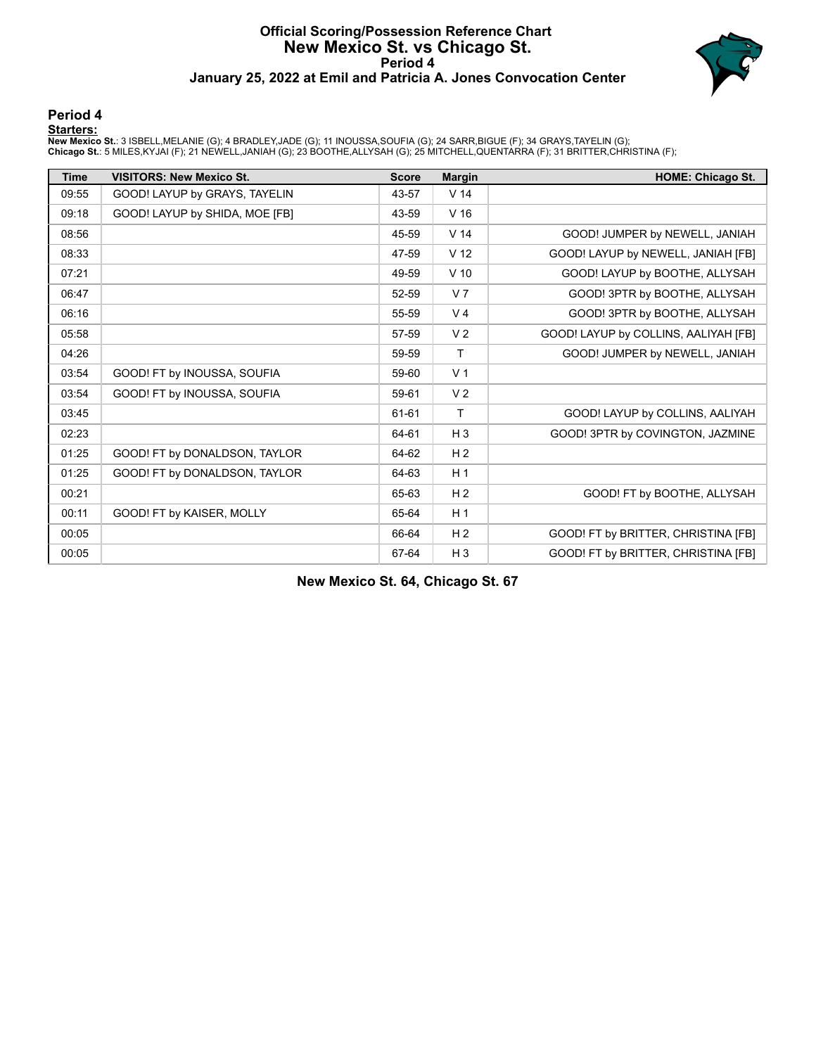# Official Scoring/Possession Reference Chart
## New Mexico St. vs Chicago St.
### Period 4
### January 25, 2022 at Emil and Patricia A. Jones Convocation Center

## Period 4

**Starters:**

**New Mexico St.**: 3 ISBELL,MELANIE (G); 4 BRADLEY,JADE (G); 11 INOUSSA,SOUFIA (G); 24 SARR,BIGUE (F); 34 GRAYS,TAYELIN (G);
**Chicago St.**: 5 MILES,KYJAI (F); 21 NEWELL,JANIAH (G); 23 BOOTHE,ALLYSAH (G); 25 MITCHELL,QUENTARRA (F); 31 BRITTER,CHRISTINA (F);

| Time | VISITORS: New Mexico St. | Score | Margin | HOME: Chicago St. |
|---|---|---|---|---|
| 09:55 | GOOD! LAYUP by GRAYS, TAYELIN | 43-57 | V 14 | |
| 09:18 | GOOD! LAYUP by SHIDA, MOE [FB] | 43-59 | V 16 | |
| 08:56 | | 45-59 | V 14 | GOOD! JUMPER by NEWELL, JANIAH |
| 08:33 | | 47-59 | V 12 | GOOD! LAYUP by NEWELL, JANIAH [FB] |
| 07:21 | | 49-59 | V 10 | GOOD! LAYUP by BOOTHE, ALLYSAH |
| 06:47 | | 52-59 | V 7 | GOOD! 3PTR by BOOTHE, ALLYSAH |
| 06:16 | | 55-59 | V 4 | GOOD! 3PTR by BOOTHE, ALLYSAH |
| 05:58 | | 57-59 | V 2 | GOOD! LAYUP by COLLINS, AALIYAH [FB] |
| 04:26 | | 59-59 | T | GOOD! JUMPER by NEWELL, JANIAH |
| 03:54 | GOOD! FT by INOUSSA, SOUFIA | 59-60 | V 1 | |
| 03:54 | GOOD! FT by INOUSSA, SOUFIA | 59-61 | V 2 | |
| 03:45 | | 61-61 | T | GOOD! LAYUP by COLLINS, AALIYAH |
| 02:23 | | 64-61 | H 3 | GOOD! 3PTR by COVINGTON, JAZMINE |
| 01:25 | GOOD! FT by DONALDSON, TAYLOR | 64-62 | H 2 | |
| 01:25 | GOOD! FT by DONALDSON, TAYLOR | 64-63 | H 1 | |
| 00:21 | | 65-63 | H 2 | GOOD! FT by BOOTHE, ALLYSAH |
| 00:11 | GOOD! FT by KAISER, MOLLY | 65-64 | H 1 | |
| 00:05 | | 66-64 | H 2 | GOOD! FT by BRITTER, CHRISTINA [FB] |
| 00:05 | | 67-64 | H 3 | GOOD! FT by BRITTER, CHRISTINA [FB] |

**New Mexico St. 64, Chicago St. 67**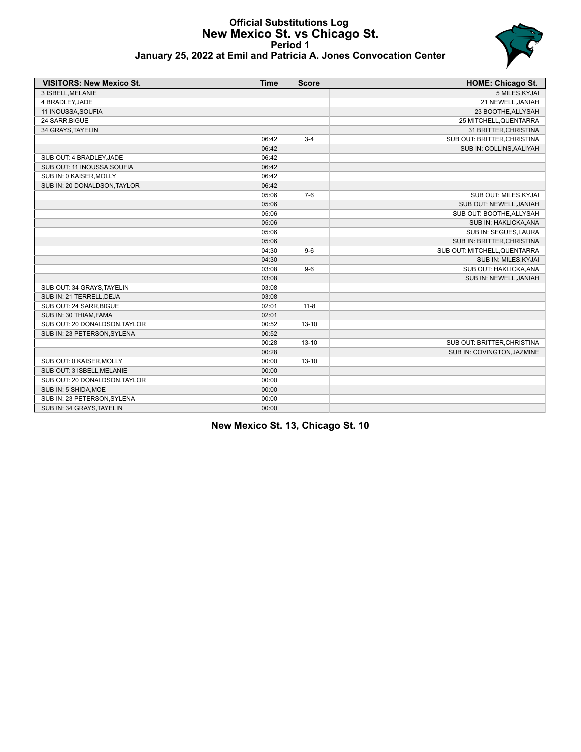# Official Substitutions Log
## New Mexico St. vs Chicago St.
### Period 1
### January 25, 2022 at Emil and Patricia A. Jones Convocation Center

| VISITORS: New Mexico St. | Time | Score | HOME: Chicago St. |
|---|---|---|---|
| 3 ISBELL,MELANIE | | | 5 MILES,KYJAI |
| 4 BRADLEY,JADE | | | 21 NEWELL,JANIAH |
| 11 INOUSSA,SOUFIA | | | 23 BOOTHE,ALLYSAH |
| 24 SARR,BIGUE | | | 25 MITCHELL,QUENTARRA |
| 34 GRAYS,TAYELIN | | | 31 BRITTER,CHRISTINA |
| | 06:42 | 3-4 | SUB OUT: BRITTER,CHRISTINA |
| | 06:42 | | SUB IN: COLLINS,AALIYAH |
| SUB OUT: 4 BRADLEY,JADE | 06:42 | | |
| SUB OUT: 11 INOUSSA,SOUFIA | 06:42 | | |
| SUB IN: 0 KAISER,MOLLY | 06:42 | | |
| SUB IN: 20 DONALDSON,TAYLOR | 06:42 | | |
| | 05:06 | 7-6 | SUB OUT: MILES,KYJAI |
| | 05:06 | | SUB OUT: NEWELL,JANIAH |
| | 05:06 | | SUB OUT: BOOTHE,ALLYSAH |
| | 05:06 | | SUB IN: HAKLICKA,ANA |
| | 05:06 | | SUB IN: SEGUES,LAURA |
| | 05:06 | | SUB IN: BRITTER,CHRISTINA |
| | 04:30 | 9-6 | SUB OUT: MITCHELL,QUENTARRA |
| | 04:30 | | SUB IN: MILES,KYJAI |
| | 03:08 | 9-6 | SUB OUT: HAKLICKA,ANA |
| | 03:08 | | SUB IN: NEWELL,JANIAH |
| SUB OUT: 34 GRAYS,TAYELIN | 03:08 | | |
| SUB IN: 21 TERRELL,DEJA | 03:08 | | |
| SUB OUT: 24 SARR,BIGUE | 02:01 | 11-8 | |
| SUB IN: 30 THIAM,FAMA | 02:01 | | |
| SUB OUT: 20 DONALDSON,TAYLOR | 00:52 | 13-10 | |
| SUB IN: 23 PETERSON,SYLENA | 00:52 | | |
| | 00:28 | 13-10 | SUB OUT: BRITTER,CHRISTINA |
| | 00:28 | | SUB IN: COVINGTON,JAZMINE |
| SUB OUT: 0 KAISER,MOLLY | 00:00 | 13-10 | |
| SUB OUT: 3 ISBELL,MELANIE | 00:00 | | |
| SUB OUT: 20 DONALDSON,TAYLOR | 00:00 | | |
| SUB IN: 5 SHIDA,MOE | 00:00 | | |
| SUB IN: 23 PETERSON,SYLENA | 00:00 | | |
| SUB IN: 34 GRAYS,TAYELIN | 00:00 | | |

**New Mexico St. 13, Chicago St. 10**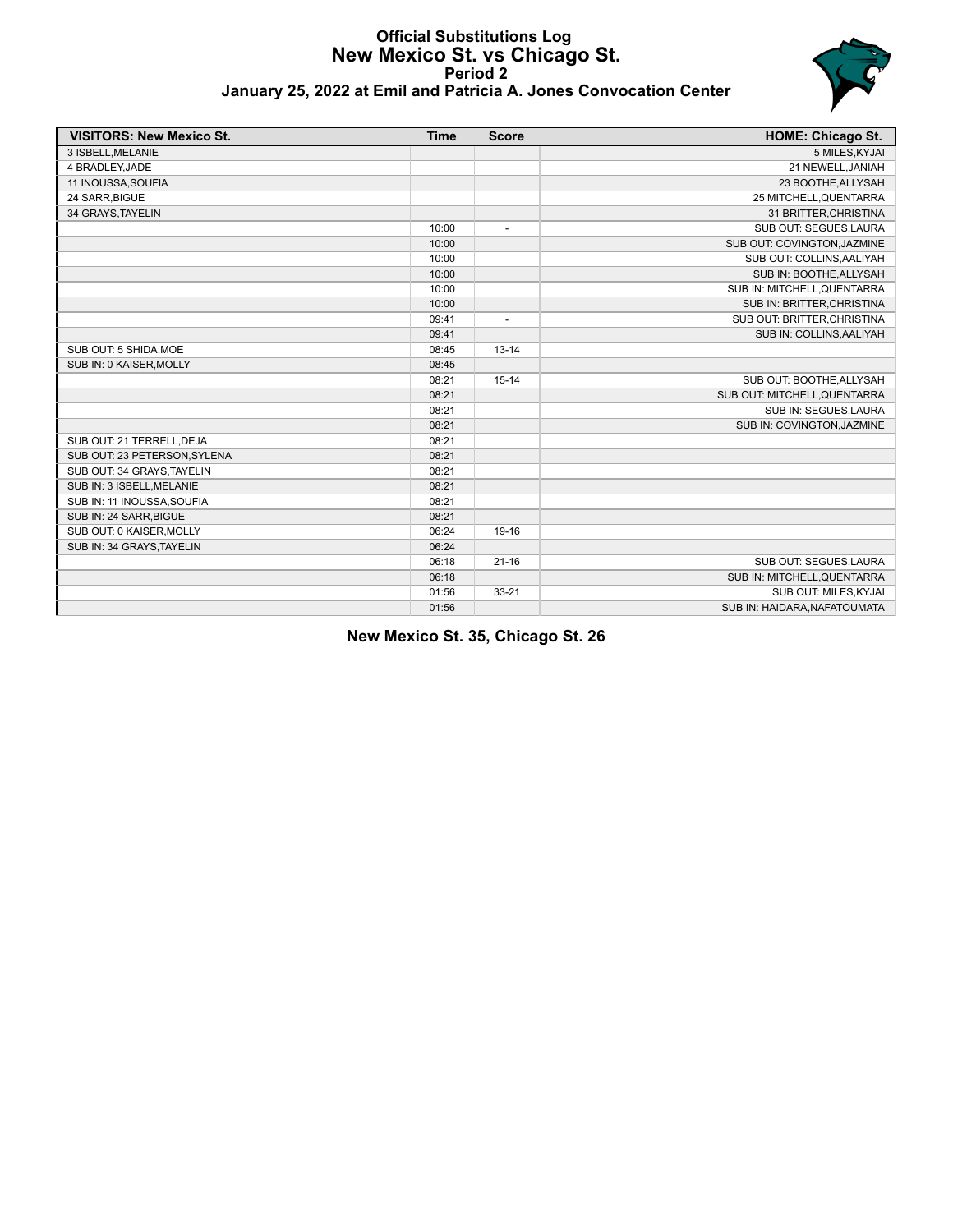# Official Substitutions Log
## New Mexico St. vs Chicago St.
### Period 2
### January 25, 2022 at Emil and Patricia A. Jones Convocation Center

| VISITORS: New Mexico St. | Time | Score | HOME: Chicago St. |
|---|---|---|---|
| 3 ISBELL,MELANIE | | | 5 MILES,KYJAI |
| 4 BRADLEY,JADE | | | 21 NEWELL,JANIAH |
| 11 INOUSSA,SOUFIA | | | 23 BOOTHE,ALLYSAH |
| 24 SARR,BIGUE | | | 25 MITCHELL,QUENTARRA |
| 34 GRAYS,TAYELIN | | | 31 BRITTER,CHRISTINA |
| | 10:00 | - | SUB OUT: SEGUES,LAURA |
| | 10:00 | | SUB OUT: COVINGTON,JAZMINE |
| | 10:00 | | SUB OUT: COLLINS,AALIYAH |
| | 10:00 | | SUB IN: BOOTHE,ALLYSAH |
| | 10:00 | | SUB IN: MITCHELL,QUENTARRA |
| | 10:00 | | SUB IN: BRITTER,CHRISTINA |
| | 09:41 | - | SUB OUT: BRITTER,CHRISTINA |
| | 09:41 | | SUB IN: COLLINS,AALIYAH |
| SUB OUT: 5 SHIDA,MOE | 08:45 | 13-14 | |
| SUB IN: 0 KAISER,MOLLY | 08:45 | | |
| | 08:21 | 15-14 | SUB OUT: BOOTHE,ALLYSAH |
| | 08:21 | | SUB OUT: MITCHELL,QUENTARRA |
| | 08:21 | | SUB IN: SEGUES,LAURA |
| | 08:21 | | SUB IN: COVINGTON,JAZMINE |
| SUB OUT: 21 TERRELL,DEJA | 08:21 | | |
| SUB OUT: 23 PETERSON,SYLENA | 08:21 | | |
| SUB OUT: 34 GRAYS,TAYELIN | 08:21 | | |
| SUB IN: 3 ISBELL,MELANIE | 08:21 | | |
| SUB IN: 11 INOUSSA,SOUFIA | 08:21 | | |
| SUB IN: 24 SARR,BIGUE | 08:21 | | |
| SUB OUT: 0 KAISER,MOLLY | 06:24 | 19-16 | |
| SUB IN: 34 GRAYS,TAYELIN | 06:24 | | |
| | 06:18 | 21-16 | SUB OUT: SEGUES,LAURA |
| | 06:18 | | SUB IN: MITCHELL,QUENTARRA |
| | 01:56 | 33-21 | SUB OUT: MILES,KYJAI |
| | 01:56 | | SUB IN: HAIDARA,NAFATOUMATA |

**New Mexico St. 35, Chicago St. 26**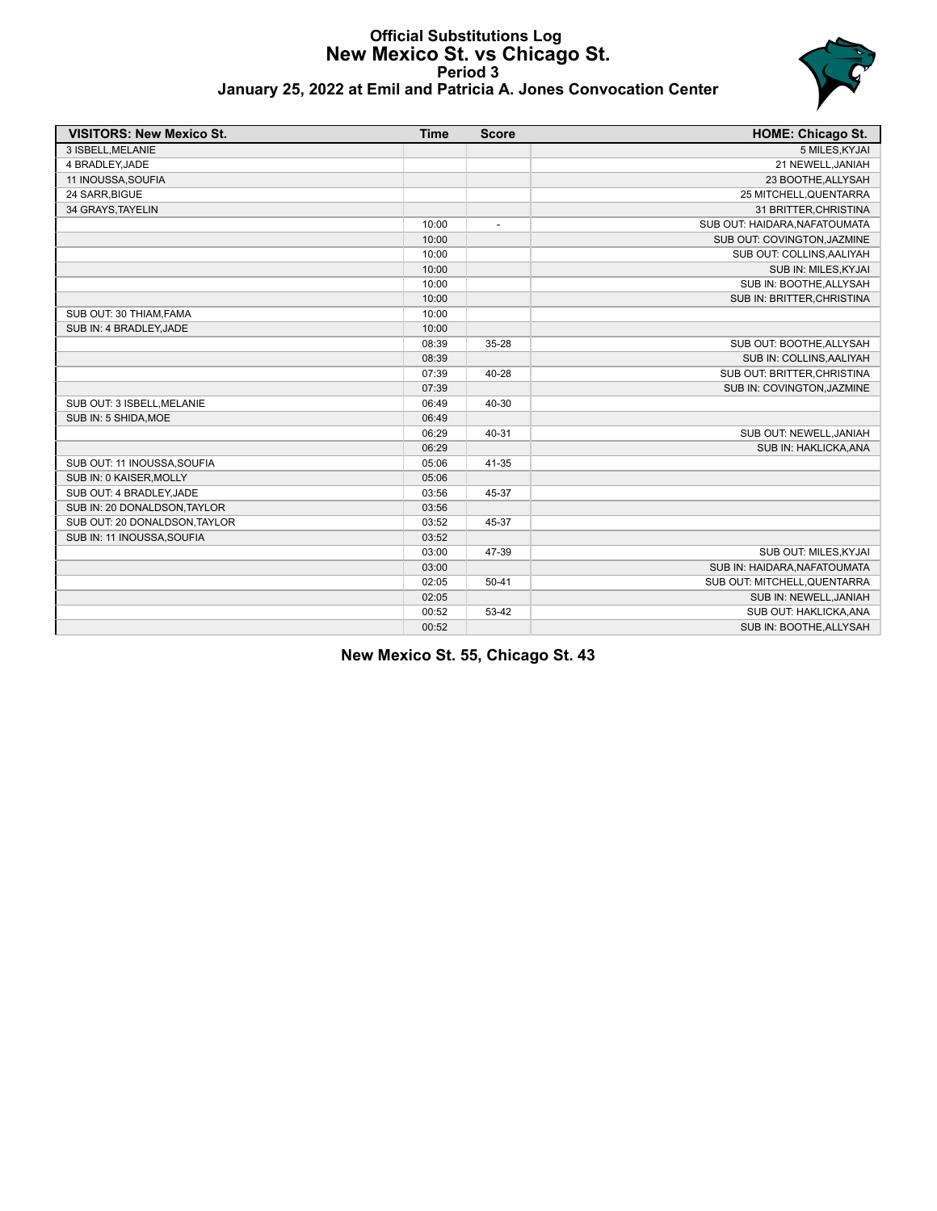# Official Substitutions Log
## New Mexico St. vs Chicago St.
### Period 3
### January 25, 2022 at Emil and Patricia A. Jones Convocation Center

| VISITORS: New Mexico St. | Time | Score | HOME: Chicago St. |
|---|---|---|---|
| 3 ISBELL,MELANIE | | | 5 MILES,KYJAI |
| 4 BRADLEY,JADE | | | 21 NEWELL,JANIAH |
| 11 INOUSSA,SOUFIA | | | 23 BOOTHE,ALLYSAH |
| 24 SARR,BIGUE | | | 25 MITCHELL,QUENTARRA |
| 34 GRAYS,TAYELIN | | | 31 BRITTER,CHRISTINA |
| | 10:00 | - | SUB OUT: HAIDARA,NAFATOUMATA |
| | 10:00 | | SUB OUT: COVINGTON,JAZMINE |
| | 10:00 | | SUB OUT: COLLINS,AALIYAH |
| | 10:00 | | SUB IN: MILES,KYJAI |
| | 10:00 | | SUB IN: BOOTHE,ALLYSAH |
| | 10:00 | | SUB IN: BRITTER,CHRISTINA |
| SUB OUT: 30 THIAM,FAMA | 10:00 | | |
| SUB IN: 4 BRADLEY,JADE | 10:00 | | |
| | 08:39 | 35-28 | SUB OUT: BOOTHE,ALLYSAH |
| | 08:39 | | SUB IN: COLLINS,AALIYAH |
| | 07:39 | 40-28 | SUB OUT: BRITTER,CHRISTINA |
| | 07:39 | | SUB IN: COVINGTON,JAZMINE |
| SUB OUT: 3 ISBELL,MELANIE | 06:49 | 40-30 | |
| SUB IN: 5 SHIDA,MOE | 06:49 | | |
| | 06:29 | 40-31 | SUB OUT: NEWELL,JANIAH |
| | 06:29 | | SUB IN: HAKLICKA,ANA |
| SUB OUT: 11 INOUSSA,SOUFIA | 05:06 | 41-35 | |
| SUB IN: 0 KAISER,MOLLY | 05:06 | | |
| SUB OUT: 4 BRADLEY,JADE | 03:56 | 45-37 | |
| SUB IN: 20 DONALDSON,TAYLOR | 03:56 | | |
| SUB OUT: 20 DONALDSON,TAYLOR | 03:52 | 45-37 | |
| SUB IN: 11 INOUSSA,SOUFIA | 03:52 | | |
| | 03:00 | 47-39 | SUB OUT: MILES,KYJAI |
| | 03:00 | | SUB IN: HAIDARA,NAFATOUMATA |
| | 02:05 | 50-41 | SUB OUT: MITCHELL,QUENTARRA |
| | 02:05 | | SUB IN: NEWELL,JANIAH |
| | 00:52 | 53-42 | SUB OUT: HAKLICKA,ANA |
| | 00:52 | | SUB IN: BOOTHE,ALLYSAH |

**New Mexico St. 55, Chicago St. 43**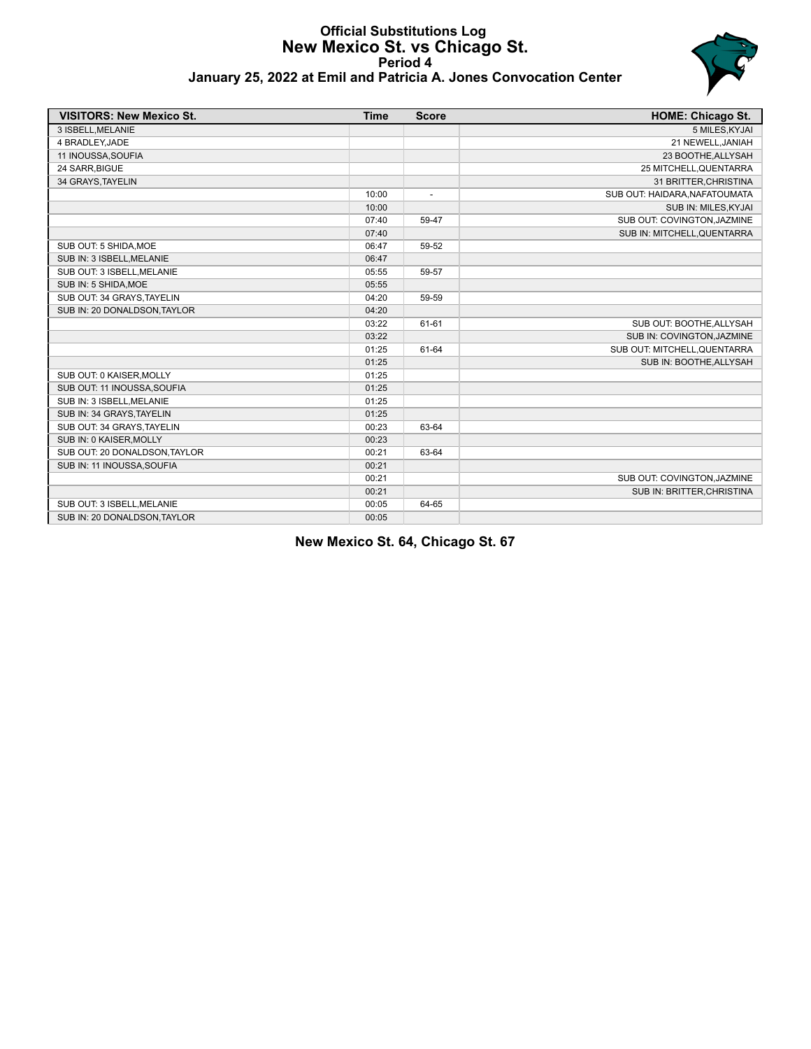# Official Substitutions Log
## New Mexico St. vs Chicago St.
### Period 4
### January 25, 2022 at Emil and Patricia A. Jones Convocation Center

| VISITORS: New Mexico St. | Time | Score | HOME: Chicago St. |
|---|---|---|---|
| 3 ISBELL,MELANIE | | | 5 MILES,KYJAI |
| 4 BRADLEY,JADE | | | 21 NEWELL,JANIAH |
| 11 INOUSSA,SOUFIA | | | 23 BOOTHE,ALLYSAH |
| 24 SARR,BIGUE | | | 25 MITCHELL,QUENTARRA |
| 34 GRAYS,TAYELIN | | | 31 BRITTER,CHRISTINA |
| | 10:00 | - | SUB OUT: HAIDARA,NAFATOUMATA |
| | 10:00 | | SUB IN: MILES,KYJAI |
| | 07:40 | 59-47 | SUB OUT: COVINGTON,JAZMINE |
| | 07:40 | | SUB IN: MITCHELL,QUENTARRA |
| SUB OUT: 5 SHIDA,MOE | 06:47 | 59-52 | |
| SUB IN: 3 ISBELL,MELANIE | 06:47 | | |
| SUB OUT: 3 ISBELL,MELANIE | 05:55 | 59-57 | |
| SUB IN: 5 SHIDA,MOE | 05:55 | | |
| SUB OUT: 34 GRAYS,TAYELIN | 04:20 | 59-59 | |
| SUB IN: 20 DONALDSON,TAYLOR | 04:20 | | |
| | 03:22 | 61-61 | SUB OUT: BOOTHE,ALLYSAH |
| | 03:22 | | SUB IN: COVINGTON,JAZMINE |
| | 01:25 | 61-64 | SUB OUT: MITCHELL,QUENTARRA |
| | 01:25 | | SUB IN: BOOTHE,ALLYSAH |
| SUB OUT: 0 KAISER,MOLLY | 01:25 | | |
| SUB OUT: 11 INOUSSA,SOUFIA | 01:25 | | |
| SUB IN: 3 ISBELL,MELANIE | 01:25 | | |
| SUB IN: 34 GRAYS,TAYELIN | 01:25 | | |
| SUB OUT: 34 GRAYS,TAYELIN | 00:23 | 63-64 | |
| SUB IN: 0 KAISER,MOLLY | 00:23 | | |
| SUB OUT: 20 DONALDSON,TAYLOR | 00:21 | 63-64 | |
| SUB IN: 11 INOUSSA,SOUFIA | 00:21 | | |
| | 00:21 | | SUB OUT: COVINGTON,JAZMINE |
| | 00:21 | | SUB IN: BRITTER,CHRISTINA |
| SUB OUT: 3 ISBELL,MELANIE | 00:05 | 64-65 | |
| SUB IN: 20 DONALDSON,TAYLOR | 00:05 | | |

**New Mexico St. 64, Chicago St. 67**